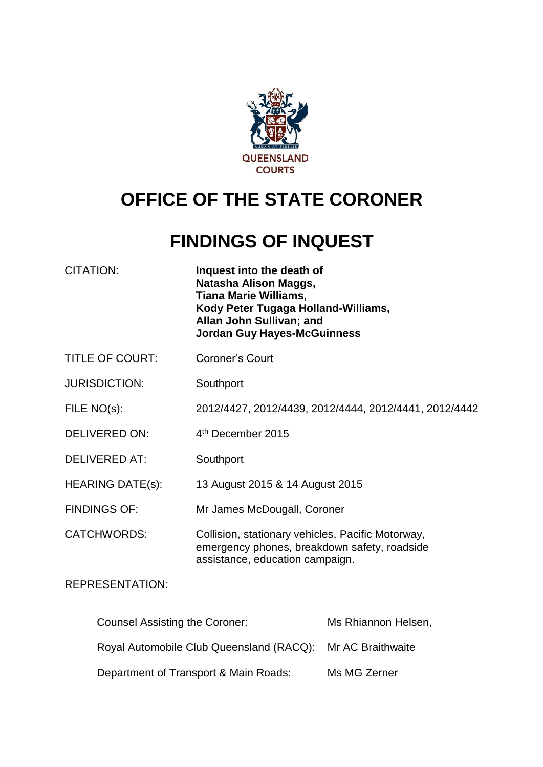QUEENSLAND COURTS

# OFFICE OF THE STATE CORONER

# FINDINGS OF INQUEST

| | |
|---|---|
| CITATION: | **Inquest into the death of Natasha Alison Maggs, Tiana Marie Williams, Kody Peter Tugaga Holland-Williams, Allan John Sullivan; and Jordan Guy Hayes-McGuinness** |
| TITLE OF COURT: | Coroner's Court |
| JURISDICTION: | Southport |
| FILE NO(s): | 2012/4427, 2012/4439, 2012/4444, 2012/4441, 2012/4442 |
| DELIVERED ON: | 4th December 2015 |
| DELIVERED AT: | Southport |
| HEARING DATE(s): | 13 August 2015 & 14 August 2015 |
| FINDINGS OF: | Mr James McDougall, Coroner |
| CATCHWORDS: | Collision, stationary vehicles, Pacific Motorway, emergency phones, breakdown safety, roadside assistance, education campaign. |

REPRESENTATION:

| | |
|---|---|
| Counsel Assisting the Coroner: | Ms Rhiannon Helsen, |
| Royal Automobile Club Queensland (RACQ): | Mr AC Braithwaite |
| Department of Transport & Main Roads: | Ms MG Zerner |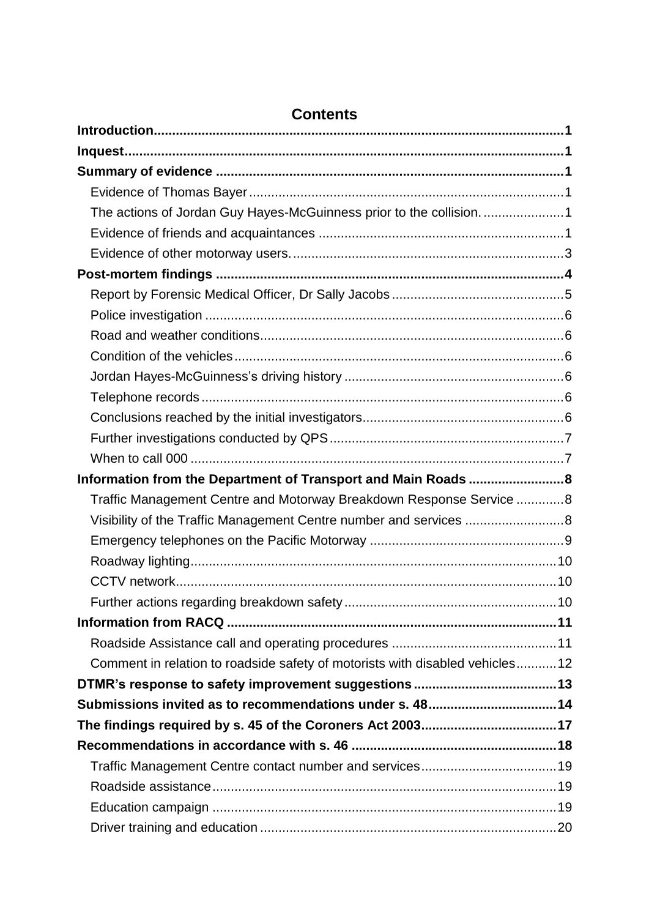# Contents

**Introduction** ... 1

**Inquest** ... 1

**Summary of evidence** ... 1

- Evidence of Thomas Bayer ... 1
- The actions of Jordan Guy Hayes-McGuinness prior to the collision. ... 1
- Evidence of friends and acquaintances ... 1
- Evidence of other motorway users. ... 3

**Post-mortem findings** ... 4

- Report by Forensic Medical Officer, Dr Sally Jacobs ... 5
- Police investigation ... 6
- Road and weather conditions ... 6
- Condition of the vehicles ... 6
- Jordan Hayes-McGuinness's driving history ... 6
- Telephone records ... 6
- Conclusions reached by the initial investigators ... 6
- Further investigations conducted by QPS ... 7
- When to call 000 ... 7

**Information from the Department of Transport and Main Roads** ... 8

- Traffic Management Centre and Motorway Breakdown Response Service ... 8
- Visibility of the Traffic Management Centre number and services ... 8
- Emergency telephones on the Pacific Motorway ... 9
- Roadway lighting ... 10
- CCTV network ... 10
- Further actions regarding breakdown safety ... 10

**Information from RACQ** ... 11

- Roadside Assistance call and operating procedures ... 11
- Comment in relation to roadside safety of motorists with disabled vehicles ... 12

**DTMR's response to safety improvement suggestions** ... 13

**Submissions invited as to recommendations under s. 48** ... 14

**The findings required by s. 45 of the Coroners Act 2003** ... 17

**Recommendations in accordance with s. 46** ... 18

- Traffic Management Centre contact number and services ... 19
- Roadside assistance ... 19
- Education campaign ... 19
- Driver training and education ... 20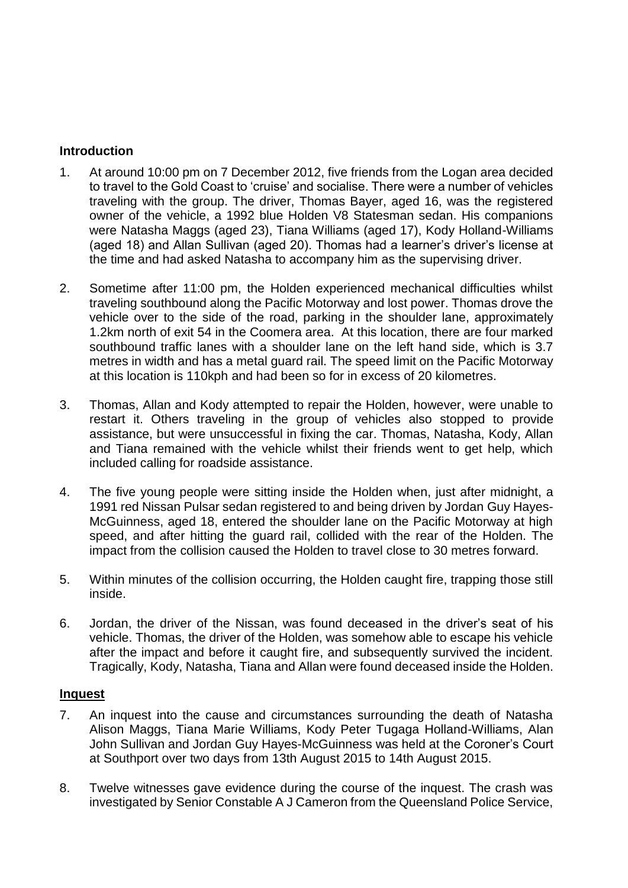## **Introduction**

1. At around 10:00 pm on 7 December 2012, five friends from the Logan area decided to travel to the Gold Coast to 'cruise' and socialise. There were a number of vehicles traveling with the group. The driver, Thomas Bayer, aged 16, was the registered owner of the vehicle, a 1992 blue Holden V8 Statesman sedan. His companions were Natasha Maggs (aged 23), Tiana Williams (aged 17), Kody Holland-Williams (aged 18) and Allan Sullivan (aged 20). Thomas had a learner's driver's license at the time and had asked Natasha to accompany him as the supervising driver.

2. Sometime after 11:00 pm, the Holden experienced mechanical difficulties whilst traveling southbound along the Pacific Motorway and lost power. Thomas drove the vehicle over to the side of the road, parking in the shoulder lane, approximately 1.2km north of exit 54 in the Coomera area. At this location, there are four marked southbound traffic lanes with a shoulder lane on the left hand side, which is 3.7 metres in width and has a metal guard rail. The speed limit on the Pacific Motorway at this location is 110kph and had been so for in excess of 20 kilometres.

3. Thomas, Allan and Kody attempted to repair the Holden, however, were unable to restart it. Others traveling in the group of vehicles also stopped to provide assistance, but were unsuccessful in fixing the car. Thomas, Natasha, Kody, Allan and Tiana remained with the vehicle whilst their friends went to get help, which included calling for roadside assistance.

4. The five young people were sitting inside the Holden when, just after midnight, a 1991 red Nissan Pulsar sedan registered to and being driven by Jordan Guy Hayes-McGuinness, aged 18, entered the shoulder lane on the Pacific Motorway at high speed, and after hitting the guard rail, collided with the rear of the Holden. The impact from the collision caused the Holden to travel close to 30 metres forward.

5. Within minutes of the collision occurring, the Holden caught fire, trapping those still inside.

6. Jordan, the driver of the Nissan, was found deceased in the driver's seat of his vehicle. Thomas, the driver of the Holden, was somehow able to escape his vehicle after the impact and before it caught fire, and subsequently survived the incident. Tragically, Kody, Natasha, Tiana and Allan were found deceased inside the Holden.

## **Inquest**

7. An inquest into the cause and circumstances surrounding the death of Natasha Alison Maggs, Tiana Marie Williams, Kody Peter Tugaga Holland-Williams, Alan John Sullivan and Jordan Guy Hayes-McGuinness was held at the Coroner's Court at Southport over two days from 13th August 2015 to 14th August 2015.

8. Twelve witnesses gave evidence during the course of the inquest. The crash was investigated by Senior Constable A J Cameron from the Queensland Police Service,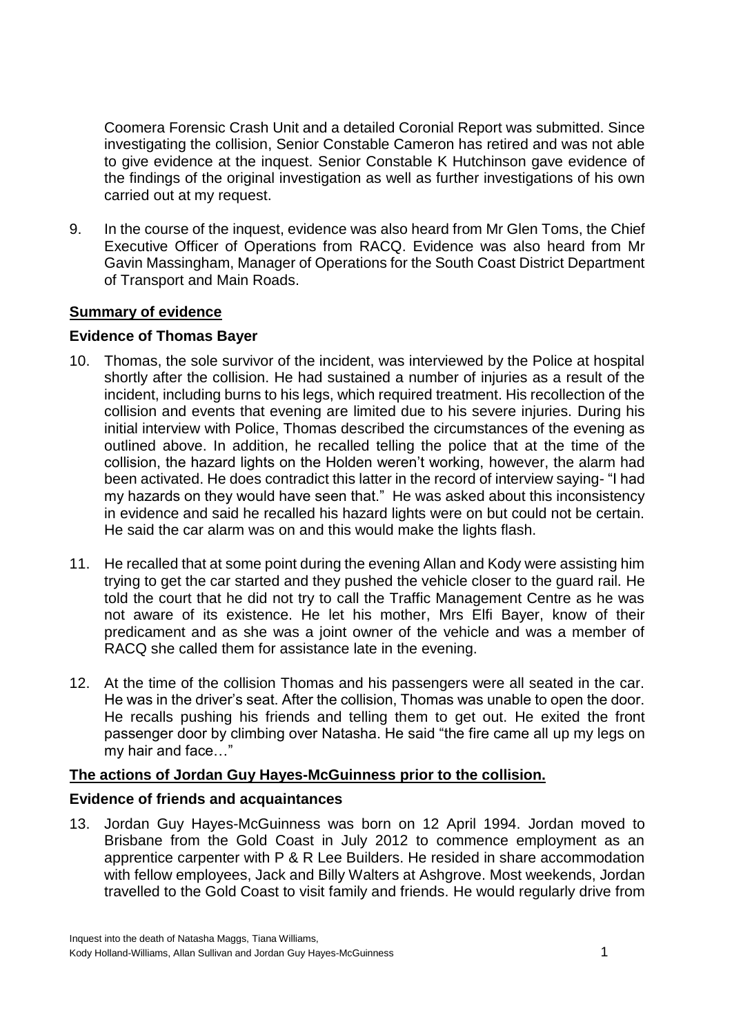Coomera Forensic Crash Unit and a detailed Coronial Report was submitted. Since investigating the collision, Senior Constable Cameron has retired and was not able to give evidence at the inquest. Senior Constable K Hutchinson gave evidence of the findings of the original investigation as well as further investigations of his own carried out at my request.

9. In the course of the inquest, evidence was also heard from Mr Glen Toms, the Chief Executive Officer of Operations from RACQ. Evidence was also heard from Mr Gavin Massingham, Manager of Operations for the South Coast District Department of Transport and Main Roads.

## Summary of evidence

### Evidence of Thomas Bayer

10. Thomas, the sole survivor of the incident, was interviewed by the Police at hospital shortly after the collision. He had sustained a number of injuries as a result of the incident, including burns to his legs, which required treatment. His recollection of the collision and events that evening are limited due to his severe injuries. During his initial interview with Police, Thomas described the circumstances of the evening as outlined above. In addition, he recalled telling the police that at the time of the collision, the hazard lights on the Holden weren't working, however, the alarm had been activated. He does contradict this latter in the record of interview saying- "I had my hazards on they would have seen that." He was asked about this inconsistency in evidence and said he recalled his hazard lights were on but could not be certain. He said the car alarm was on and this would make the lights flash.

11. He recalled that at some point during the evening Allan and Kody were assisting him trying to get the car started and they pushed the vehicle closer to the guard rail. He told the court that he did not try to call the Traffic Management Centre as he was not aware of its existence. He let his mother, Mrs Elfi Bayer, know of their predicament and as she was a joint owner of the vehicle and was a member of RACQ she called them for assistance late in the evening.

12. At the time of the collision Thomas and his passengers were all seated in the car. He was in the driver's seat. After the collision, Thomas was unable to open the door. He recalls pushing his friends and telling them to get out. He exited the front passenger door by climbing over Natasha. He said "the fire came all up my legs on my hair and face…"

## The actions of Jordan Guy Hayes-McGuinness prior to the collision.

### Evidence of friends and acquaintances

13. Jordan Guy Hayes-McGuinness was born on 12 April 1994. Jordan moved to Brisbane from the Gold Coast in July 2012 to commence employment as an apprentice carpenter with P & R Lee Builders. He resided in share accommodation with fellow employees, Jack and Billy Walters at Ashgrove. Most weekends, Jordan travelled to the Gold Coast to visit family and friends. He would regularly drive from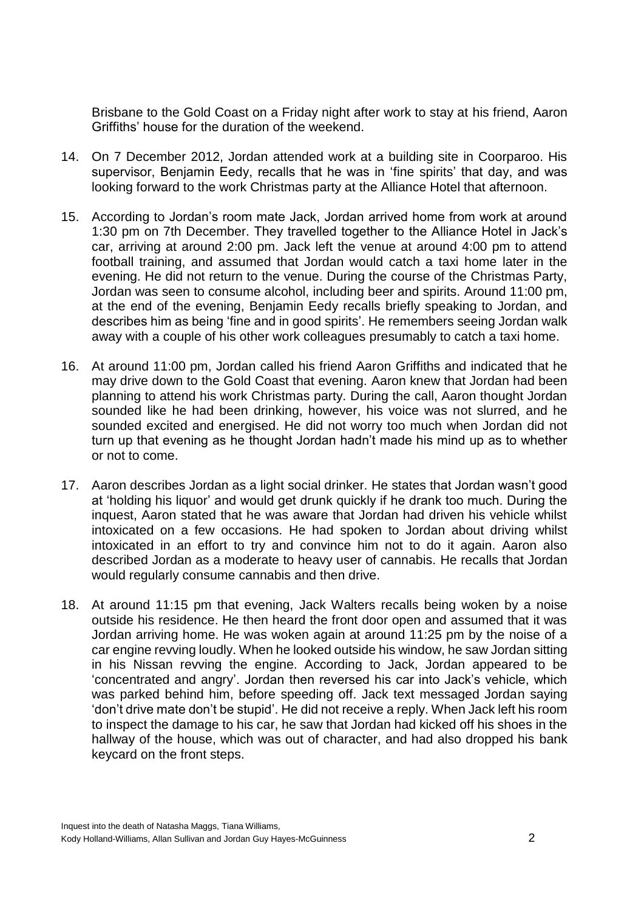Brisbane to the Gold Coast on a Friday night after work to stay at his friend, Aaron Griffiths' house for the duration of the weekend.

14. On 7 December 2012, Jordan attended work at a building site in Coorparoo. His supervisor, Benjamin Eedy, recalls that he was in 'fine spirits' that day, and was looking forward to the work Christmas party at the Alliance Hotel that afternoon.

15. According to Jordan's room mate Jack, Jordan arrived home from work at around 1:30 pm on 7th December. They travelled together to the Alliance Hotel in Jack's car, arriving at around 2:00 pm. Jack left the venue at around 4:00 pm to attend football training, and assumed that Jordan would catch a taxi home later in the evening. He did not return to the venue. During the course of the Christmas Party, Jordan was seen to consume alcohol, including beer and spirits. Around 11:00 pm, at the end of the evening, Benjamin Eedy recalls briefly speaking to Jordan, and describes him as being 'fine and in good spirits'. He remembers seeing Jordan walk away with a couple of his other work colleagues presumably to catch a taxi home.

16. At around 11:00 pm, Jordan called his friend Aaron Griffiths and indicated that he may drive down to the Gold Coast that evening. Aaron knew that Jordan had been planning to attend his work Christmas party. During the call, Aaron thought Jordan sounded like he had been drinking, however, his voice was not slurred, and he sounded excited and energised. He did not worry too much when Jordan did not turn up that evening as he thought Jordan hadn't made his mind up as to whether or not to come.

17. Aaron describes Jordan as a light social drinker. He states that Jordan wasn't good at 'holding his liquor' and would get drunk quickly if he drank too much. During the inquest, Aaron stated that he was aware that Jordan had driven his vehicle whilst intoxicated on a few occasions. He had spoken to Jordan about driving whilst intoxicated in an effort to try and convince him not to do it again. Aaron also described Jordan as a moderate to heavy user of cannabis. He recalls that Jordan would regularly consume cannabis and then drive.

18. At around 11:15 pm that evening, Jack Walters recalls being woken by a noise outside his residence. He then heard the front door open and assumed that it was Jordan arriving home. He was woken again at around 11:25 pm by the noise of a car engine revving loudly. When he looked outside his window, he saw Jordan sitting in his Nissan revving the engine. According to Jack, Jordan appeared to be 'concentrated and angry'. Jordan then reversed his car into Jack's vehicle, which was parked behind him, before speeding off. Jack text messaged Jordan saying 'don't drive mate don't be stupid'. He did not receive a reply. When Jack left his room to inspect the damage to his car, he saw that Jordan had kicked off his shoes in the hallway of the house, which was out of character, and had also dropped his bank keycard on the front steps.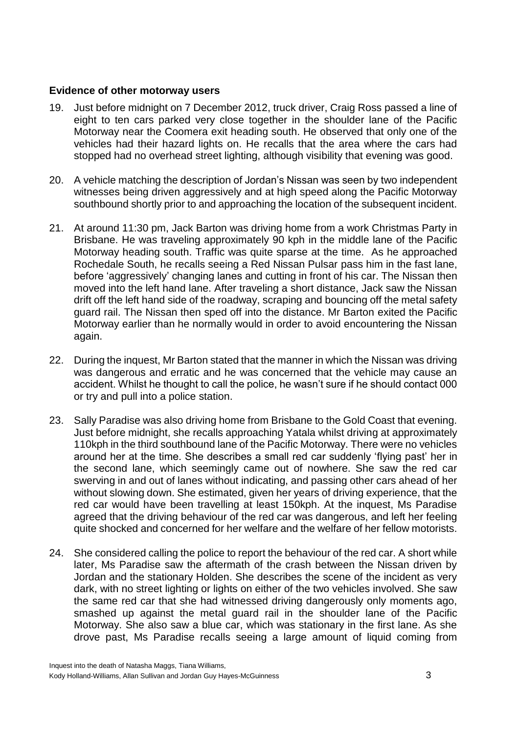## Evidence of other motorway users

19. Just before midnight on 7 December 2012, truck driver, Craig Ross passed a line of eight to ten cars parked very close together in the shoulder lane of the Pacific Motorway near the Coomera exit heading south. He observed that only one of the vehicles had their hazard lights on. He recalls that the area where the cars had stopped had no overhead street lighting, although visibility that evening was good.

20. A vehicle matching the description of Jordan's Nissan was seen by two independent witnesses being driven aggressively and at high speed along the Pacific Motorway southbound shortly prior to and approaching the location of the subsequent incident.

21. At around 11:30 pm, Jack Barton was driving home from a work Christmas Party in Brisbane. He was traveling approximately 90 kph in the middle lane of the Pacific Motorway heading south. Traffic was quite sparse at the time. As he approached Rochedale South, he recalls seeing a Red Nissan Pulsar pass him in the fast lane, before 'aggressively' changing lanes and cutting in front of his car. The Nissan then moved into the left hand lane. After traveling a short distance, Jack saw the Nissan drift off the left hand side of the roadway, scraping and bouncing off the metal safety guard rail. The Nissan then sped off into the distance. Mr Barton exited the Pacific Motorway earlier than he normally would in order to avoid encountering the Nissan again.

22. During the inquest, Mr Barton stated that the manner in which the Nissan was driving was dangerous and erratic and he was concerned that the vehicle may cause an accident. Whilst he thought to call the police, he wasn't sure if he should contact 000 or try and pull into a police station.

23. Sally Paradise was also driving home from Brisbane to the Gold Coast that evening. Just before midnight, she recalls approaching Yatala whilst driving at approximately 110kph in the third southbound lane of the Pacific Motorway. There were no vehicles around her at the time. She describes a small red car suddenly 'flying past' her in the second lane, which seemingly came out of nowhere. She saw the red car swerving in and out of lanes without indicating, and passing other cars ahead of her without slowing down. She estimated, given her years of driving experience, that the red car would have been travelling at least 150kph. At the inquest, Ms Paradise agreed that the driving behaviour of the red car was dangerous, and left her feeling quite shocked and concerned for her welfare and the welfare of her fellow motorists.

24. She considered calling the police to report the behaviour of the red car. A short while later, Ms Paradise saw the aftermath of the crash between the Nissan driven by Jordan and the stationary Holden. She describes the scene of the incident as very dark, with no street lighting or lights on either of the two vehicles involved. She saw the same red car that she had witnessed driving dangerously only moments ago, smashed up against the metal guard rail in the shoulder lane of the Pacific Motorway. She also saw a blue car, which was stationary in the first lane. As she drove past, Ms Paradise recalls seeing a large amount of liquid coming from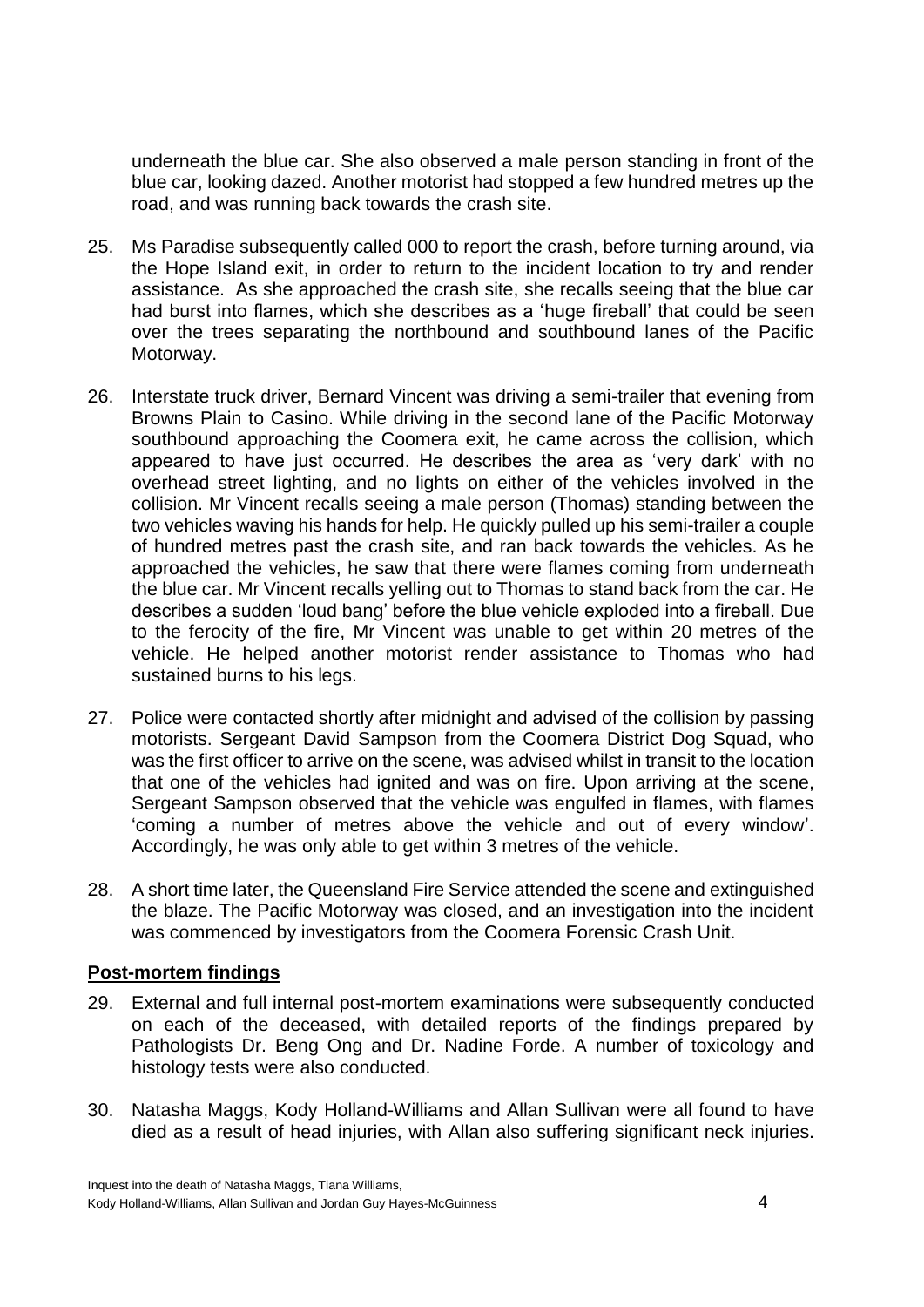underneath the blue car. She also observed a male person standing in front of the blue car, looking dazed. Another motorist had stopped a few hundred metres up the road, and was running back towards the crash site.

25. Ms Paradise subsequently called 000 to report the crash, before turning around, via the Hope Island exit, in order to return to the incident location to try and render assistance. As she approached the crash site, she recalls seeing that the blue car had burst into flames, which she describes as a 'huge fireball' that could be seen over the trees separating the northbound and southbound lanes of the Pacific Motorway.

26. Interstate truck driver, Bernard Vincent was driving a semi-trailer that evening from Browns Plain to Casino. While driving in the second lane of the Pacific Motorway southbound approaching the Coomera exit, he came across the collision, which appeared to have just occurred. He describes the area as 'very dark' with no overhead street lighting, and no lights on either of the vehicles involved in the collision. Mr Vincent recalls seeing a male person (Thomas) standing between the two vehicles waving his hands for help. He quickly pulled up his semi-trailer a couple of hundred metres past the crash site, and ran back towards the vehicles. As he approached the vehicles, he saw that there were flames coming from underneath the blue car. Mr Vincent recalls yelling out to Thomas to stand back from the car. He describes a sudden 'loud bang' before the blue vehicle exploded into a fireball. Due to the ferocity of the fire, Mr Vincent was unable to get within 20 metres of the vehicle. He helped another motorist render assistance to Thomas who had sustained burns to his legs.

27. Police were contacted shortly after midnight and advised of the collision by passing motorists. Sergeant David Sampson from the Coomera District Dog Squad, who was the first officer to arrive on the scene, was advised whilst in transit to the location that one of the vehicles had ignited and was on fire. Upon arriving at the scene, Sergeant Sampson observed that the vehicle was engulfed in flames, with flames 'coming a number of metres above the vehicle and out of every window'. Accordingly, he was only able to get within 3 metres of the vehicle.

28. A short time later, the Queensland Fire Service attended the scene and extinguished the blaze. The Pacific Motorway was closed, and an investigation into the incident was commenced by investigators from the Coomera Forensic Crash Unit.

## Post-mortem findings

29. External and full internal post-mortem examinations were subsequently conducted on each of the deceased, with detailed reports of the findings prepared by Pathologists Dr. Beng Ong and Dr. Nadine Forde. A number of toxicology and histology tests were also conducted.

30. Natasha Maggs, Kody Holland-Williams and Allan Sullivan were all found to have died as a result of head injuries, with Allan also suffering significant neck injuries.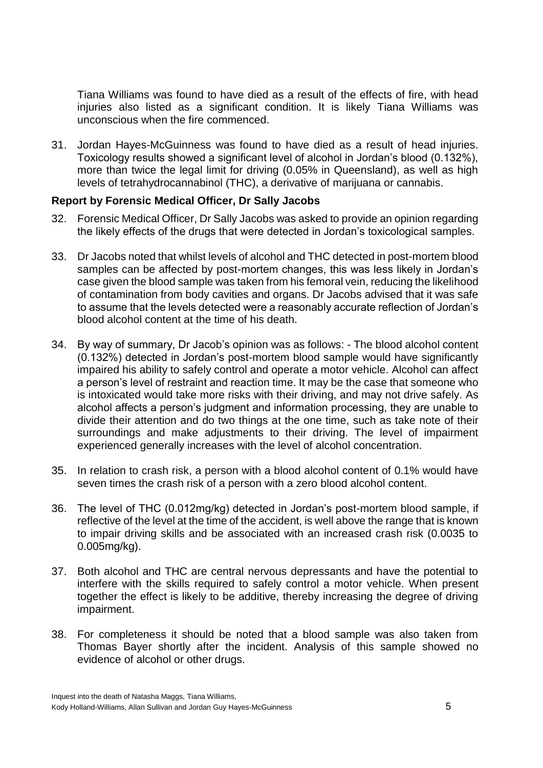Tiana Williams was found to have died as a result of the effects of fire, with head injuries also listed as a significant condition. It is likely Tiana Williams was unconscious when the fire commenced.

31. Jordan Hayes-McGuinness was found to have died as a result of head injuries. Toxicology results showed a significant level of alcohol in Jordan's blood (0.132%), more than twice the legal limit for driving (0.05% in Queensland), as well as high levels of tetrahydrocannabinol (THC), a derivative of marijuana or cannabis.

### Report by Forensic Medical Officer, Dr Sally Jacobs

32. Forensic Medical Officer, Dr Sally Jacobs was asked to provide an opinion regarding the likely effects of the drugs that were detected in Jordan's toxicological samples.

33. Dr Jacobs noted that whilst levels of alcohol and THC detected in post-mortem blood samples can be affected by post-mortem changes, this was less likely in Jordan's case given the blood sample was taken from his femoral vein, reducing the likelihood of contamination from body cavities and organs. Dr Jacobs advised that it was safe to assume that the levels detected were a reasonably accurate reflection of Jordan's blood alcohol content at the time of his death.

34. By way of summary, Dr Jacob's opinion was as follows: - The blood alcohol content (0.132%) detected in Jordan's post-mortem blood sample would have significantly impaired his ability to safely control and operate a motor vehicle. Alcohol can affect a person's level of restraint and reaction time. It may be the case that someone who is intoxicated would take more risks with their driving, and may not drive safely. As alcohol affects a person's judgment and information processing, they are unable to divide their attention and do two things at the one time, such as take note of their surroundings and make adjustments to their driving. The level of impairment experienced generally increases with the level of alcohol concentration.

35. In relation to crash risk, a person with a blood alcohol content of 0.1% would have seven times the crash risk of a person with a zero blood alcohol content.

36. The level of THC (0.012mg/kg) detected in Jordan's post-mortem blood sample, if reflective of the level at the time of the accident, is well above the range that is known to impair driving skills and be associated with an increased crash risk (0.0035 to 0.005mg/kg).

37. Both alcohol and THC are central nervous depressants and have the potential to interfere with the skills required to safely control a motor vehicle. When present together the effect is likely to be additive, thereby increasing the degree of driving impairment.

38. For completeness it should be noted that a blood sample was also taken from Thomas Bayer shortly after the incident. Analysis of this sample showed no evidence of alcohol or other drugs.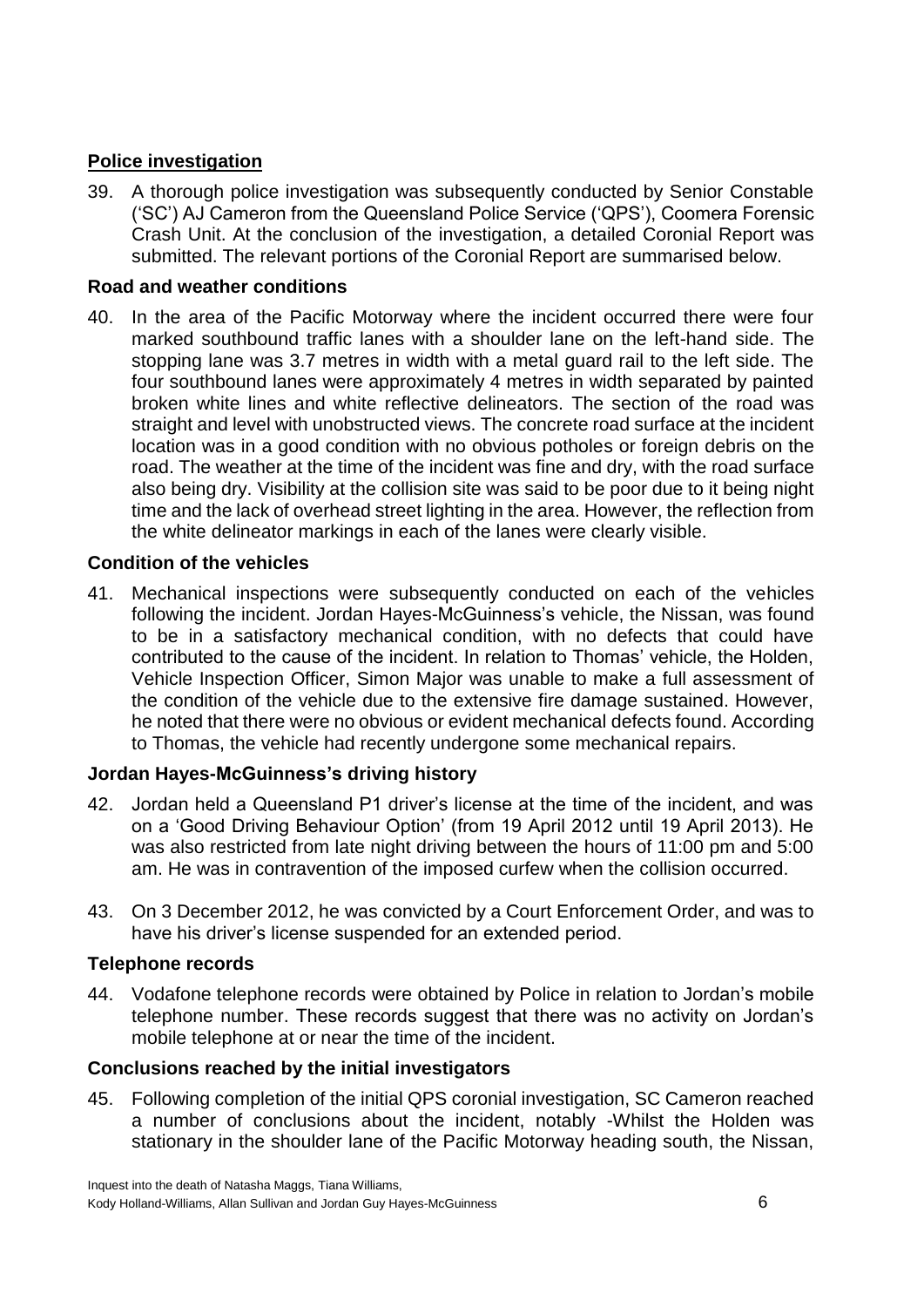## **Police investigation**

39. A thorough police investigation was subsequently conducted by Senior Constable ('SC') AJ Cameron from the Queensland Police Service ('QPS'), Coomera Forensic Crash Unit. At the conclusion of the investigation, a detailed Coronial Report was submitted. The relevant portions of the Coronial Report are summarised below.

### **Road and weather conditions**

40. In the area of the Pacific Motorway where the incident occurred there were four marked southbound traffic lanes with a shoulder lane on the left-hand side. The stopping lane was 3.7 metres in width with a metal guard rail to the left side. The four southbound lanes were approximately 4 metres in width separated by painted broken white lines and white reflective delineators. The section of the road was straight and level with unobstructed views. The concrete road surface at the incident location was in a good condition with no obvious potholes or foreign debris on the road. The weather at the time of the incident was fine and dry, with the road surface also being dry. Visibility at the collision site was said to be poor due to it being night time and the lack of overhead street lighting in the area. However, the reflection from the white delineator markings in each of the lanes were clearly visible.

### **Condition of the vehicles**

41. Mechanical inspections were subsequently conducted on each of the vehicles following the incident. Jordan Hayes-McGuinness's vehicle, the Nissan, was found to be in a satisfactory mechanical condition, with no defects that could have contributed to the cause of the incident. In relation to Thomas' vehicle, the Holden, Vehicle Inspection Officer, Simon Major was unable to make a full assessment of the condition of the vehicle due to the extensive fire damage sustained. However, he noted that there were no obvious or evident mechanical defects found. According to Thomas, the vehicle had recently undergone some mechanical repairs.

### **Jordan Hayes-McGuinness's driving history**

42. Jordan held a Queensland P1 driver's license at the time of the incident, and was on a 'Good Driving Behaviour Option' (from 19 April 2012 until 19 April 2013). He was also restricted from late night driving between the hours of 11:00 pm and 5:00 am. He was in contravention of the imposed curfew when the collision occurred.

43. On 3 December 2012, he was convicted by a Court Enforcement Order, and was to have his driver's license suspended for an extended period.

### **Telephone records**

44. Vodafone telephone records were obtained by Police in relation to Jordan's mobile telephone number. These records suggest that there was no activity on Jordan's mobile telephone at or near the time of the incident.

### **Conclusions reached by the initial investigators**

45. Following completion of the initial QPS coronial investigation, SC Cameron reached a number of conclusions about the incident, notably -Whilst the Holden was stationary in the shoulder lane of the Pacific Motorway heading south, the Nissan,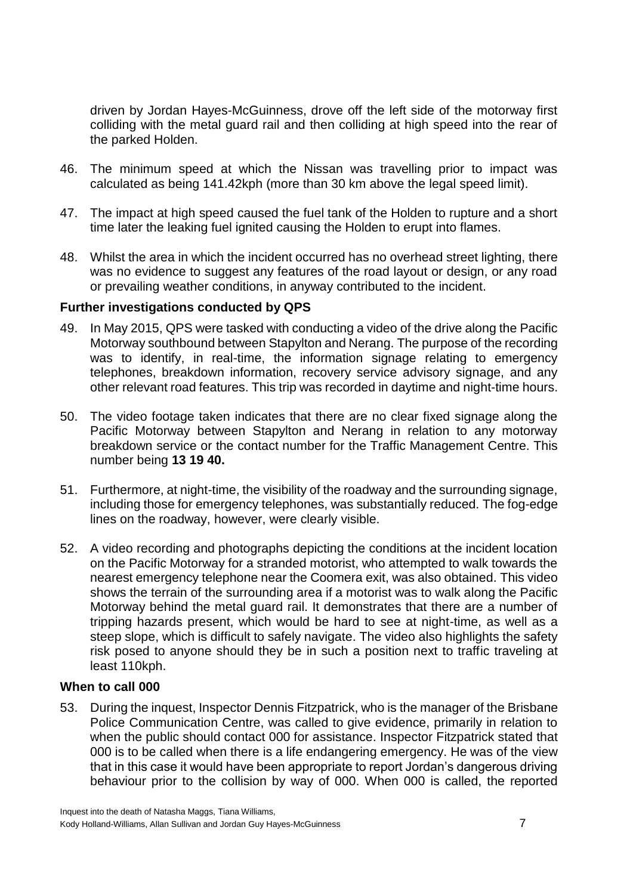driven by Jordan Hayes-McGuinness, drove off the left side of the motorway first colliding with the metal guard rail and then colliding at high speed into the rear of the parked Holden.

46. The minimum speed at which the Nissan was travelling prior to impact was calculated as being 141.42kph (more than 30 km above the legal speed limit).

47. The impact at high speed caused the fuel tank of the Holden to rupture and a short time later the leaking fuel ignited causing the Holden to erupt into flames.

48. Whilst the area in which the incident occurred has no overhead street lighting, there was no evidence to suggest any features of the road layout or design, or any road or prevailing weather conditions, in anyway contributed to the incident.

### Further investigations conducted by QPS

49. In May 2015, QPS were tasked with conducting a video of the drive along the Pacific Motorway southbound between Stapylton and Nerang. The purpose of the recording was to identify, in real-time, the information signage relating to emergency telephones, breakdown information, recovery service advisory signage, and any other relevant road features. This trip was recorded in daytime and night-time hours.

50. The video footage taken indicates that there are no clear fixed signage along the Pacific Motorway between Stapylton and Nerang in relation to any motorway breakdown service or the contact number for the Traffic Management Centre. This number being **13 19 40.**

51. Furthermore, at night-time, the visibility of the roadway and the surrounding signage, including those for emergency telephones, was substantially reduced. The fog-edge lines on the roadway, however, were clearly visible.

52. A video recording and photographs depicting the conditions at the incident location on the Pacific Motorway for a stranded motorist, who attempted to walk towards the nearest emergency telephone near the Coomera exit, was also obtained. This video shows the terrain of the surrounding area if a motorist was to walk along the Pacific Motorway behind the metal guard rail. It demonstrates that there are a number of tripping hazards present, which would be hard to see at night-time, as well as a steep slope, which is difficult to safely navigate. The video also highlights the safety risk posed to anyone should they be in such a position next to traffic traveling at least 110kph.

### When to call 000

53. During the inquest, Inspector Dennis Fitzpatrick, who is the manager of the Brisbane Police Communication Centre, was called to give evidence, primarily in relation to when the public should contact 000 for assistance. Inspector Fitzpatrick stated that 000 is to be called when there is a life endangering emergency. He was of the view that in this case it would have been appropriate to report Jordan's dangerous driving behaviour prior to the collision by way of 000. When 000 is called, the reported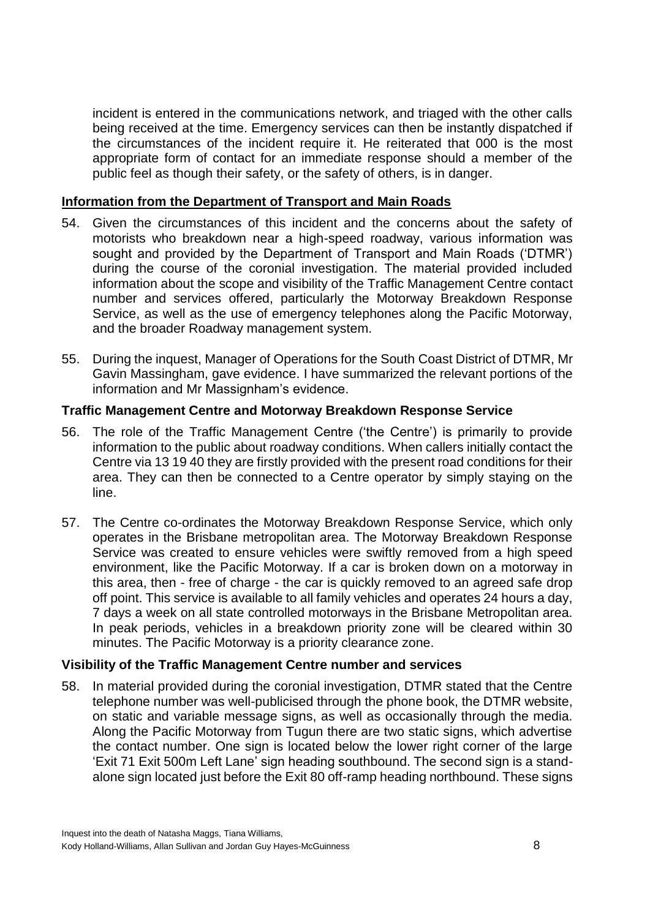incident is entered in the communications network, and triaged with the other calls being received at the time. Emergency services can then be instantly dispatched if the circumstances of the incident require it. He reiterated that 000 is the most appropriate form of contact for an immediate response should a member of the public feel as though their safety, or the safety of others, is in danger.

## Information from the Department of Transport and Main Roads

54. Given the circumstances of this incident and the concerns about the safety of motorists who breakdown near a high-speed roadway, various information was sought and provided by the Department of Transport and Main Roads ('DTMR') during the course of the coronial investigation. The material provided included information about the scope and visibility of the Traffic Management Centre contact number and services offered, particularly the Motorway Breakdown Response Service, as well as the use of emergency telephones along the Pacific Motorway, and the broader Roadway management system.

55. During the inquest, Manager of Operations for the South Coast District of DTMR, Mr Gavin Massingham, gave evidence. I have summarized the relevant portions of the information and Mr Massignham's evidence.

### Traffic Management Centre and Motorway Breakdown Response Service

56. The role of the Traffic Management Centre ('the Centre') is primarily to provide information to the public about roadway conditions. When callers initially contact the Centre via 13 19 40 they are firstly provided with the present road conditions for their area. They can then be connected to a Centre operator by simply staying on the line.

57. The Centre co-ordinates the Motorway Breakdown Response Service, which only operates in the Brisbane metropolitan area. The Motorway Breakdown Response Service was created to ensure vehicles were swiftly removed from a high speed environment, like the Pacific Motorway. If a car is broken down on a motorway in this area, then - free of charge - the car is quickly removed to an agreed safe drop off point. This service is available to all family vehicles and operates 24 hours a day, 7 days a week on all state controlled motorways in the Brisbane Metropolitan area. In peak periods, vehicles in a breakdown priority zone will be cleared within 30 minutes. The Pacific Motorway is a priority clearance zone.

### Visibility of the Traffic Management Centre number and services

58. In material provided during the coronial investigation, DTMR stated that the Centre telephone number was well-publicised through the phone book, the DTMR website, on static and variable message signs, as well as occasionally through the media. Along the Pacific Motorway from Tugun there are two static signs, which advertise the contact number. One sign is located below the lower right corner of the large 'Exit 71 Exit 500m Left Lane' sign heading southbound. The second sign is a stand-alone sign located just before the Exit 80 off-ramp heading northbound. These signs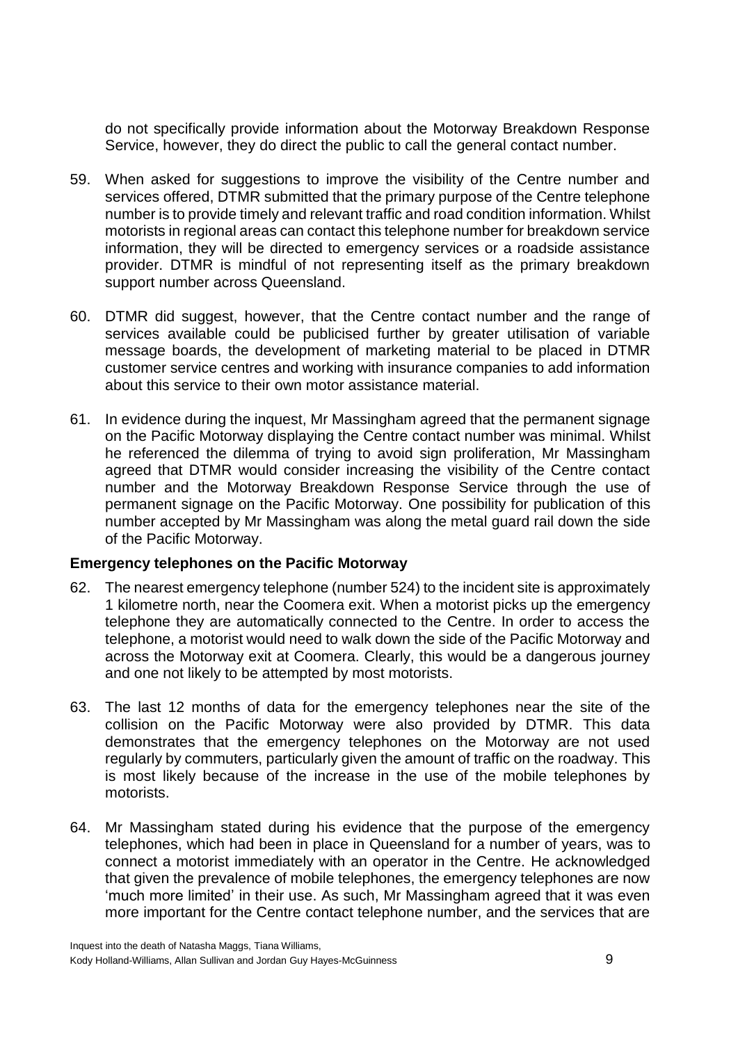do not specifically provide information about the Motorway Breakdown Response Service, however, they do direct the public to call the general contact number.

59. When asked for suggestions to improve the visibility of the Centre number and services offered, DTMR submitted that the primary purpose of the Centre telephone number is to provide timely and relevant traffic and road condition information. Whilst motorists in regional areas can contact this telephone number for breakdown service information, they will be directed to emergency services or a roadside assistance provider. DTMR is mindful of not representing itself as the primary breakdown support number across Queensland.

60. DTMR did suggest, however, that the Centre contact number and the range of services available could be publicised further by greater utilisation of variable message boards, the development of marketing material to be placed in DTMR customer service centres and working with insurance companies to add information about this service to their own motor assistance material.

61. In evidence during the inquest, Mr Massingham agreed that the permanent signage on the Pacific Motorway displaying the Centre contact number was minimal. Whilst he referenced the dilemma of trying to avoid sign proliferation, Mr Massingham agreed that DTMR would consider increasing the visibility of the Centre contact number and the Motorway Breakdown Response Service through the use of permanent signage on the Pacific Motorway. One possibility for publication of this number accepted by Mr Massingham was along the metal guard rail down the side of the Pacific Motorway.

### Emergency telephones on the Pacific Motorway

62. The nearest emergency telephone (number 524) to the incident site is approximately 1 kilometre north, near the Coomera exit. When a motorist picks up the emergency telephone they are automatically connected to the Centre. In order to access the telephone, a motorist would need to walk down the side of the Pacific Motorway and across the Motorway exit at Coomera. Clearly, this would be a dangerous journey and one not likely to be attempted by most motorists.

63. The last 12 months of data for the emergency telephones near the site of the collision on the Pacific Motorway were also provided by DTMR. This data demonstrates that the emergency telephones on the Motorway are not used regularly by commuters, particularly given the amount of traffic on the roadway. This is most likely because of the increase in the use of the mobile telephones by motorists.

64. Mr Massingham stated during his evidence that the purpose of the emergency telephones, which had been in place in Queensland for a number of years, was to connect a motorist immediately with an operator in the Centre. He acknowledged that given the prevalence of mobile telephones, the emergency telephones are now 'much more limited' in their use. As such, Mr Massingham agreed that it was even more important for the Centre contact telephone number, and the services that are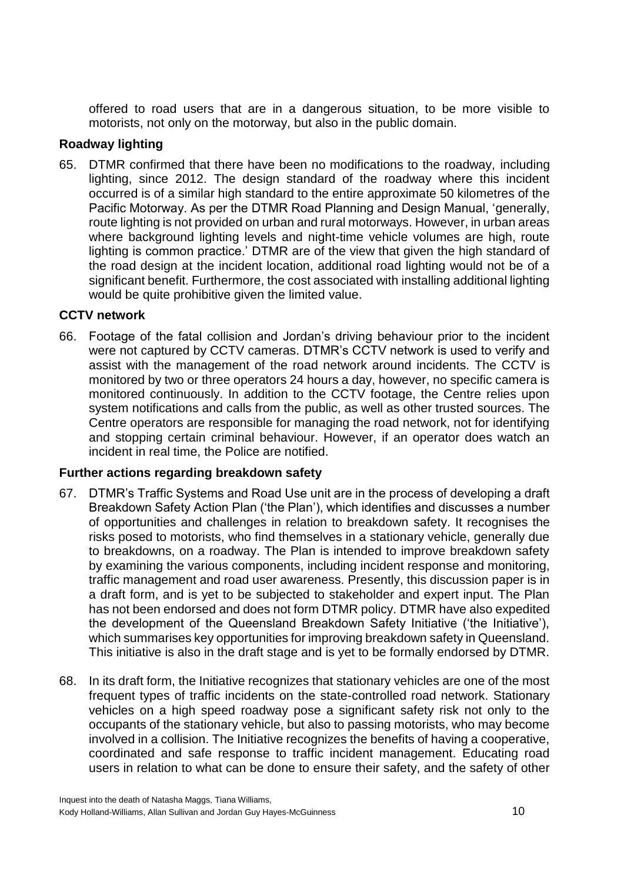offered to road users that are in a dangerous situation, to be more visible to motorists, not only on the motorway, but also in the public domain.

**Roadway lighting**

65. DTMR confirmed that there have been no modifications to the roadway, including lighting, since 2012. The design standard of the roadway where this incident occurred is of a similar high standard to the entire approximate 50 kilometres of the Pacific Motorway. As per the DTMR Road Planning and Design Manual, 'generally, route lighting is not provided on urban and rural motorways. However, in urban areas where background lighting levels and night-time vehicle volumes are high, route lighting is common practice.' DTMR are of the view that given the high standard of the road design at the incident location, additional road lighting would not be of a significant benefit. Furthermore, the cost associated with installing additional lighting would be quite prohibitive given the limited value.

**CCTV network**

66. Footage of the fatal collision and Jordan's driving behaviour prior to the incident were not captured by CCTV cameras. DTMR's CCTV network is used to verify and assist with the management of the road network around incidents. The CCTV is monitored by two or three operators 24 hours a day, however, no specific camera is monitored continuously. In addition to the CCTV footage, the Centre relies upon system notifications and calls from the public, as well as other trusted sources. The Centre operators are responsible for managing the road network, not for identifying and stopping certain criminal behaviour. However, if an operator does watch an incident in real time, the Police are notified.

**Further actions regarding breakdown safety**

67. DTMR's Traffic Systems and Road Use unit are in the process of developing a draft Breakdown Safety Action Plan ('the Plan'), which identifies and discusses a number of opportunities and challenges in relation to breakdown safety. It recognises the risks posed to motorists, who find themselves in a stationary vehicle, generally due to breakdowns, on a roadway. The Plan is intended to improve breakdown safety by examining the various components, including incident response and monitoring, traffic management and road user awareness. Presently, this discussion paper is in a draft form, and is yet to be subjected to stakeholder and expert input. The Plan has not been endorsed and does not form DTMR policy. DTMR have also expedited the development of the Queensland Breakdown Safety Initiative ('the Initiative'), which summarises key opportunities for improving breakdown safety in Queensland. This initiative is also in the draft stage and is yet to be formally endorsed by DTMR.

68. In its draft form, the Initiative recognizes that stationary vehicles are one of the most frequent types of traffic incidents on the state-controlled road network. Stationary vehicles on a high speed roadway pose a significant safety risk not only to the occupants of the stationary vehicle, but also to passing motorists, who may become involved in a collision. The Initiative recognizes the benefits of having a cooperative, coordinated and safe response to traffic incident management. Educating road users in relation to what can be done to ensure their safety, and the safety of other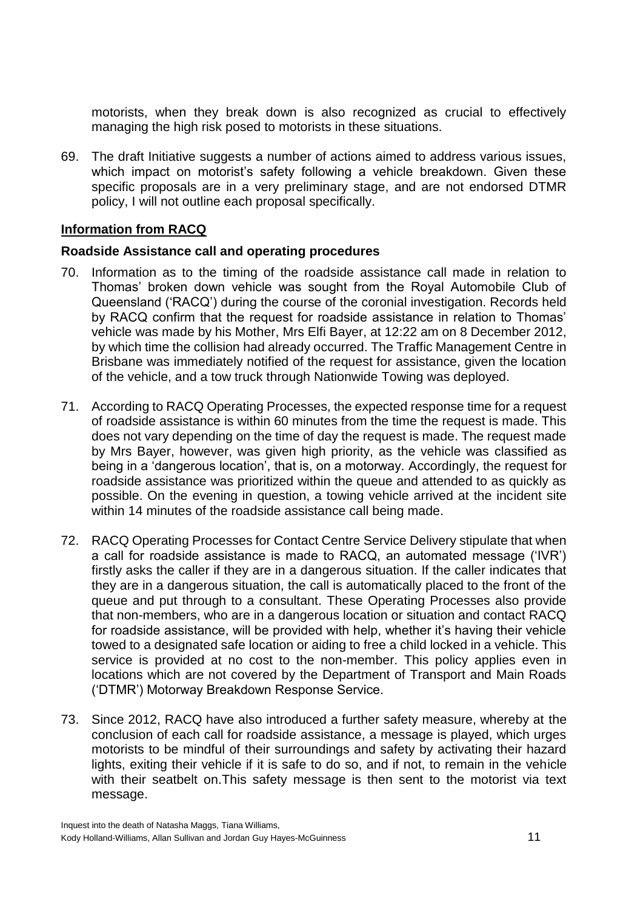motorists, when they break down is also recognized as crucial to effectively managing the high risk posed to motorists in these situations.

69. The draft Initiative suggests a number of actions aimed to address various issues, which impact on motorist's safety following a vehicle breakdown. Given these specific proposals are in a very preliminary stage, and are not endorsed DTMR policy, I will not outline each proposal specifically.

**Information from RACQ**

**Roadside Assistance call and operating procedures**

70. Information as to the timing of the roadside assistance call made in relation to Thomas' broken down vehicle was sought from the Royal Automobile Club of Queensland ('RACQ') during the course of the coronial investigation. Records held by RACQ confirm that the request for roadside assistance in relation to Thomas' vehicle was made by his Mother, Mrs Elfi Bayer, at 12:22 am on 8 December 2012, by which time the collision had already occurred. The Traffic Management Centre in Brisbane was immediately notified of the request for assistance, given the location of the vehicle, and a tow truck through Nationwide Towing was deployed.

71. According to RACQ Operating Processes, the expected response time for a request of roadside assistance is within 60 minutes from the time the request is made. This does not vary depending on the time of day the request is made. The request made by Mrs Bayer, however, was given high priority, as the vehicle was classified as being in a 'dangerous location', that is, on a motorway. Accordingly, the request for roadside assistance was prioritized within the queue and attended to as quickly as possible. On the evening in question, a towing vehicle arrived at the incident site within 14 minutes of the roadside assistance call being made.

72. RACQ Operating Processes for Contact Centre Service Delivery stipulate that when a call for roadside assistance is made to RACQ, an automated message ('IVR') firstly asks the caller if they are in a dangerous situation. If the caller indicates that they are in a dangerous situation, the call is automatically placed to the front of the queue and put through to a consultant. These Operating Processes also provide that non-members, who are in a dangerous location or situation and contact RACQ for roadside assistance, will be provided with help, whether it's having their vehicle towed to a designated safe location or aiding to free a child locked in a vehicle. This service is provided at no cost to the non-member. This policy applies even in locations which are not covered by the Department of Transport and Main Roads ('DTMR') Motorway Breakdown Response Service.

73. Since 2012, RACQ have also introduced a further safety measure, whereby at the conclusion of each call for roadside assistance, a message is played, which urges motorists to be mindful of their surroundings and safety by activating their hazard lights, exiting their vehicle if it is safe to do so, and if not, to remain in the vehicle with their seatbelt on.This safety message is then sent to the motorist via text message.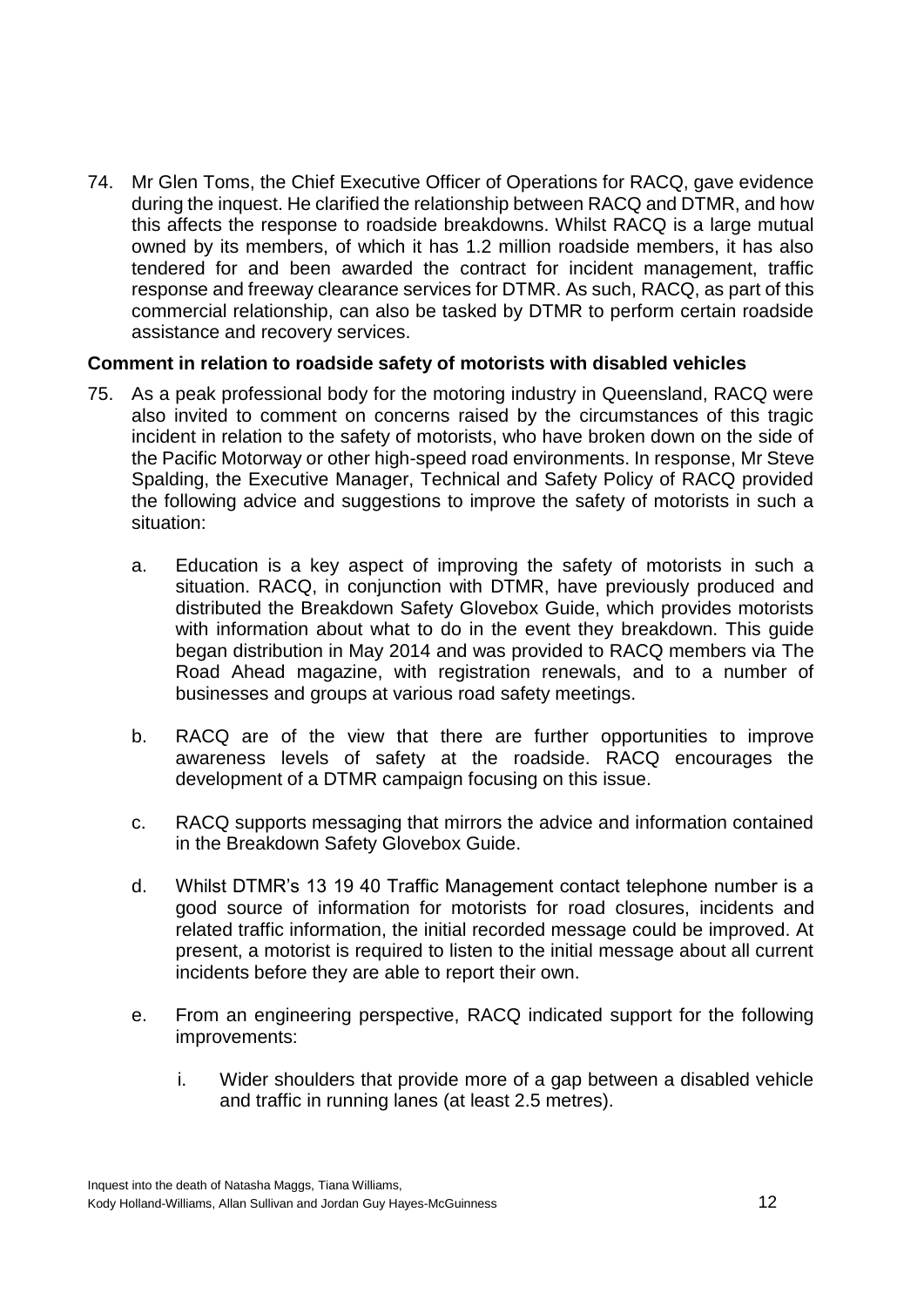74. Mr Glen Toms, the Chief Executive Officer of Operations for RACQ, gave evidence during the inquest. He clarified the relationship between RACQ and DTMR, and how this affects the response to roadside breakdowns. Whilst RACQ is a large mutual owned by its members, of which it has 1.2 million roadside members, it has also tendered for and been awarded the contract for incident management, traffic response and freeway clearance services for DTMR. As such, RACQ, as part of this commercial relationship, can also be tasked by DTMR to perform certain roadside assistance and recovery services.

**Comment in relation to roadside safety of motorists with disabled vehicles**

75. As a peak professional body for the motoring industry in Queensland, RACQ were also invited to comment on concerns raised by the circumstances of this tragic incident in relation to the safety of motorists, who have broken down on the side of the Pacific Motorway or other high-speed road environments. In response, Mr Steve Spalding, the Executive Manager, Technical and Safety Policy of RACQ provided the following advice and suggestions to improve the safety of motorists in such a situation:

    a. Education is a key aspect of improving the safety of motorists in such a situation. RACQ, in conjunction with DTMR, have previously produced and distributed the Breakdown Safety Glovebox Guide, which provides motorists with information about what to do in the event they breakdown. This guide began distribution in May 2014 and was provided to RACQ members via The Road Ahead magazine, with registration renewals, and to a number of businesses and groups at various road safety meetings.

    b. RACQ are of the view that there are further opportunities to improve awareness levels of safety at the roadside. RACQ encourages the development of a DTMR campaign focusing on this issue.

    c. RACQ supports messaging that mirrors the advice and information contained in the Breakdown Safety Glovebox Guide.

    d. Whilst DTMR's 13 19 40 Traffic Management contact telephone number is a good source of information for motorists for road closures, incidents and related traffic information, the initial recorded message could be improved. At present, a motorist is required to listen to the initial message about all current incidents before they are able to report their own.

    e. From an engineering perspective, RACQ indicated support for the following improvements:

        i. Wider shoulders that provide more of a gap between a disabled vehicle and traffic in running lanes (at least 2.5 metres).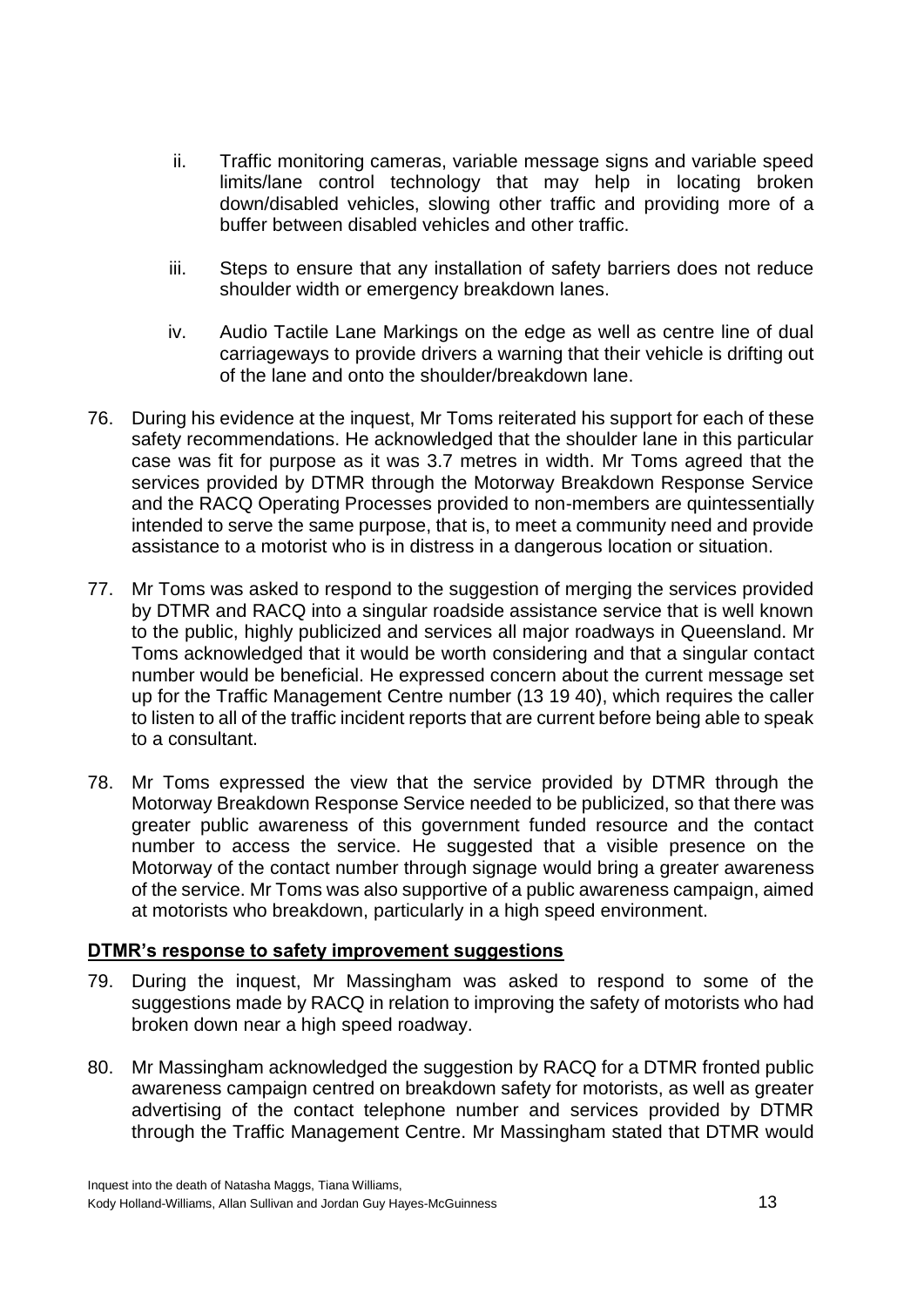ii. Traffic monitoring cameras, variable message signs and variable speed limits/lane control technology that may help in locating broken down/disabled vehicles, slowing other traffic and providing more of a buffer between disabled vehicles and other traffic.

iii. Steps to ensure that any installation of safety barriers does not reduce shoulder width or emergency breakdown lanes.

iv. Audio Tactile Lane Markings on the edge as well as centre line of dual carriageways to provide drivers a warning that their vehicle is drifting out of the lane and onto the shoulder/breakdown lane.

76. During his evidence at the inquest, Mr Toms reiterated his support for each of these safety recommendations. He acknowledged that the shoulder lane in this particular case was fit for purpose as it was 3.7 metres in width. Mr Toms agreed that the services provided by DTMR through the Motorway Breakdown Response Service and the RACQ Operating Processes provided to non-members are quintessentially intended to serve the same purpose, that is, to meet a community need and provide assistance to a motorist who is in distress in a dangerous location or situation.

77. Mr Toms was asked to respond to the suggestion of merging the services provided by DTMR and RACQ into a singular roadside assistance service that is well known to the public, highly publicized and services all major roadways in Queensland. Mr Toms acknowledged that it would be worth considering and that a singular contact number would be beneficial. He expressed concern about the current message set up for the Traffic Management Centre number (13 19 40), which requires the caller to listen to all of the traffic incident reports that are current before being able to speak to a consultant.

78. Mr Toms expressed the view that the service provided by DTMR through the Motorway Breakdown Response Service needed to be publicized, so that there was greater public awareness of this government funded resource and the contact number to access the service. He suggested that a visible presence on the Motorway of the contact number through signage would bring a greater awareness of the service. Mr Toms was also supportive of a public awareness campaign, aimed at motorists who breakdown, particularly in a high speed environment.

## DTMR's response to safety improvement suggestions

79. During the inquest, Mr Massingham was asked to respond to some of the suggestions made by RACQ in relation to improving the safety of motorists who had broken down near a high speed roadway.

80. Mr Massingham acknowledged the suggestion by RACQ for a DTMR fronted public awareness campaign centred on breakdown safety for motorists, as well as greater advertising of the contact telephone number and services provided by DTMR through the Traffic Management Centre. Mr Massingham stated that DTMR would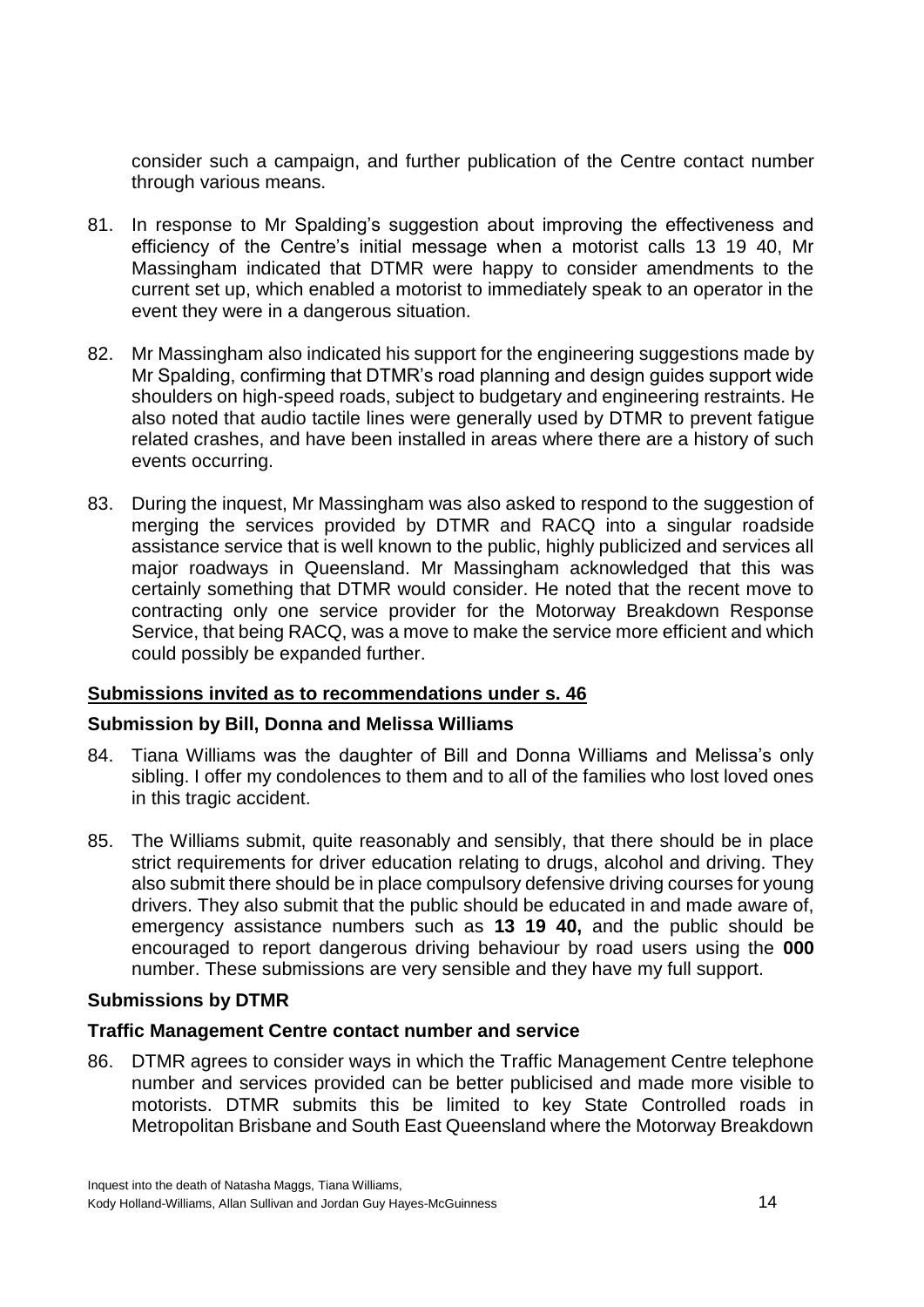consider such a campaign, and further publication of the Centre contact number through various means.

81. In response to Mr Spalding's suggestion about improving the effectiveness and efficiency of the Centre's initial message when a motorist calls 13 19 40, Mr Massingham indicated that DTMR were happy to consider amendments to the current set up, which enabled a motorist to immediately speak to an operator in the event they were in a dangerous situation.

82. Mr Massingham also indicated his support for the engineering suggestions made by Mr Spalding, confirming that DTMR's road planning and design guides support wide shoulders on high-speed roads, subject to budgetary and engineering restraints. He also noted that audio tactile lines were generally used by DTMR to prevent fatigue related crashes, and have been installed in areas where there are a history of such events occurring.

83. During the inquest, Mr Massingham was also asked to respond to the suggestion of merging the services provided by DTMR and RACQ into a singular roadside assistance service that is well known to the public, highly publicized and services all major roadways in Queensland. Mr Massingham acknowledged that this was certainly something that DTMR would consider. He noted that the recent move to contracting only one service provider for the Motorway Breakdown Response Service, that being RACQ, was a move to make the service more efficient and which could possibly be expanded further.

## Submissions invited as to recommendations under s. 46

### Submission by Bill, Donna and Melissa Williams

84. Tiana Williams was the daughter of Bill and Donna Williams and Melissa's only sibling. I offer my condolences to them and to all of the families who lost loved ones in this tragic accident.

85. The Williams submit, quite reasonably and sensibly, that there should be in place strict requirements for driver education relating to drugs, alcohol and driving. They also submit there should be in place compulsory defensive driving courses for young drivers. They also submit that the public should be educated in and made aware of, emergency assistance numbers such as **13 19 40,** and the public should be encouraged to report dangerous driving behaviour by road users using the **000** number. These submissions are very sensible and they have my full support.

### Submissions by DTMR

### Traffic Management Centre contact number and service

86. DTMR agrees to consider ways in which the Traffic Management Centre telephone number and services provided can be better publicised and made more visible to motorists. DTMR submits this be limited to key State Controlled roads in Metropolitan Brisbane and South East Queensland where the Motorway Breakdown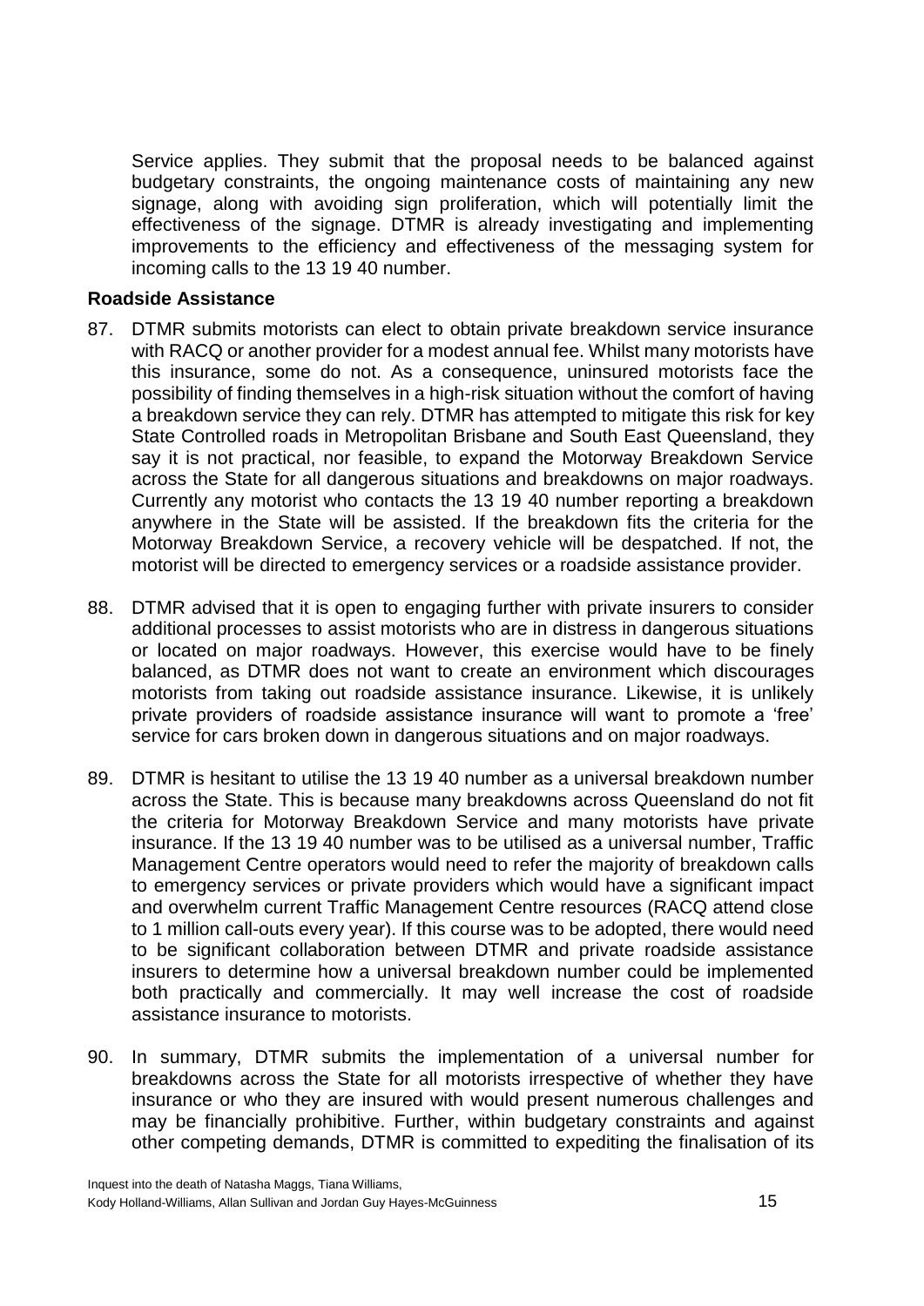Service applies. They submit that the proposal needs to be balanced against budgetary constraints, the ongoing maintenance costs of maintaining any new signage, along with avoiding sign proliferation, which will potentially limit the effectiveness of the signage. DTMR is already investigating and implementing improvements to the efficiency and effectiveness of the messaging system for incoming calls to the 13 19 40 number.

### Roadside Assistance

87. DTMR submits motorists can elect to obtain private breakdown service insurance with RACQ or another provider for a modest annual fee. Whilst many motorists have this insurance, some do not. As a consequence, uninsured motorists face the possibility of finding themselves in a high-risk situation without the comfort of having a breakdown service they can rely. DTMR has attempted to mitigate this risk for key State Controlled roads in Metropolitan Brisbane and South East Queensland, they say it is not practical, nor feasible, to expand the Motorway Breakdown Service across the State for all dangerous situations and breakdowns on major roadways. Currently any motorist who contacts the 13 19 40 number reporting a breakdown anywhere in the State will be assisted. If the breakdown fits the criteria for the Motorway Breakdown Service, a recovery vehicle will be despatched. If not, the motorist will be directed to emergency services or a roadside assistance provider.

88. DTMR advised that it is open to engaging further with private insurers to consider additional processes to assist motorists who are in distress in dangerous situations or located on major roadways. However, this exercise would have to be finely balanced, as DTMR does not want to create an environment which discourages motorists from taking out roadside assistance insurance. Likewise, it is unlikely private providers of roadside assistance insurance will want to promote a 'free' service for cars broken down in dangerous situations and on major roadways.

89. DTMR is hesitant to utilise the 13 19 40 number as a universal breakdown number across the State. This is because many breakdowns across Queensland do not fit the criteria for Motorway Breakdown Service and many motorists have private insurance. If the 13 19 40 number was to be utilised as a universal number, Traffic Management Centre operators would need to refer the majority of breakdown calls to emergency services or private providers which would have a significant impact and overwhelm current Traffic Management Centre resources (RACQ attend close to 1 million call-outs every year). If this course was to be adopted, there would need to be significant collaboration between DTMR and private roadside assistance insurers to determine how a universal breakdown number could be implemented both practically and commercially. It may well increase the cost of roadside assistance insurance to motorists.

90. In summary, DTMR submits the implementation of a universal number for breakdowns across the State for all motorists irrespective of whether they have insurance or who they are insured with would present numerous challenges and may be financially prohibitive. Further, within budgetary constraints and against other competing demands, DTMR is committed to expediting the finalisation of its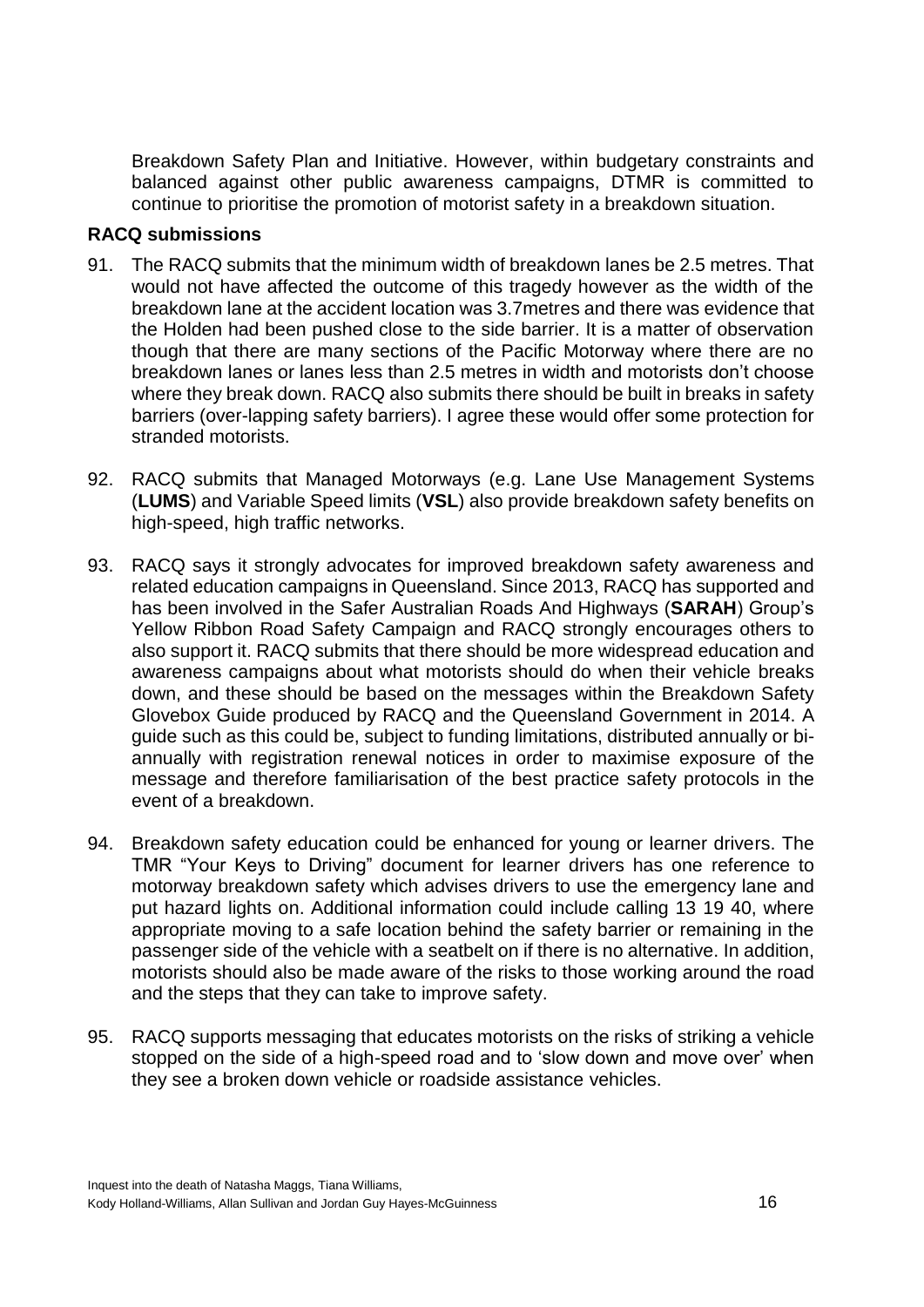Breakdown Safety Plan and Initiative. However, within budgetary constraints and balanced against other public awareness campaigns, DTMR is committed to continue to prioritise the promotion of motorist safety in a breakdown situation.

**RACQ submissions**

91. The RACQ submits that the minimum width of breakdown lanes be 2.5 metres. That would not have affected the outcome of this tragedy however as the width of the breakdown lane at the accident location was 3.7metres and there was evidence that the Holden had been pushed close to the side barrier. It is a matter of observation though that there are many sections of the Pacific Motorway where there are no breakdown lanes or lanes less than 2.5 metres in width and motorists don't choose where they break down. RACQ also submits there should be built in breaks in safety barriers (over-lapping safety barriers). I agree these would offer some protection for stranded motorists.

92. RACQ submits that Managed Motorways (e.g. Lane Use Management Systems (**LUMS**) and Variable Speed limits (**VSL**) also provide breakdown safety benefits on high-speed, high traffic networks.

93. RACQ says it strongly advocates for improved breakdown safety awareness and related education campaigns in Queensland. Since 2013, RACQ has supported and has been involved in the Safer Australian Roads And Highways (**SARAH**) Group's Yellow Ribbon Road Safety Campaign and RACQ strongly encourages others to also support it. RACQ submits that there should be more widespread education and awareness campaigns about what motorists should do when their vehicle breaks down, and these should be based on the messages within the Breakdown Safety Glovebox Guide produced by RACQ and the Queensland Government in 2014. A guide such as this could be, subject to funding limitations, distributed annually or bi-annually with registration renewal notices in order to maximise exposure of the message and therefore familiarisation of the best practice safety protocols in the event of a breakdown.

94. Breakdown safety education could be enhanced for young or learner drivers. The TMR "Your Keys to Driving" document for learner drivers has one reference to motorway breakdown safety which advises drivers to use the emergency lane and put hazard lights on. Additional information could include calling 13 19 40, where appropriate moving to a safe location behind the safety barrier or remaining in the passenger side of the vehicle with a seatbelt on if there is no alternative. In addition, motorists should also be made aware of the risks to those working around the road and the steps that they can take to improve safety.

95. RACQ supports messaging that educates motorists on the risks of striking a vehicle stopped on the side of a high-speed road and to 'slow down and move over' when they see a broken down vehicle or roadside assistance vehicles.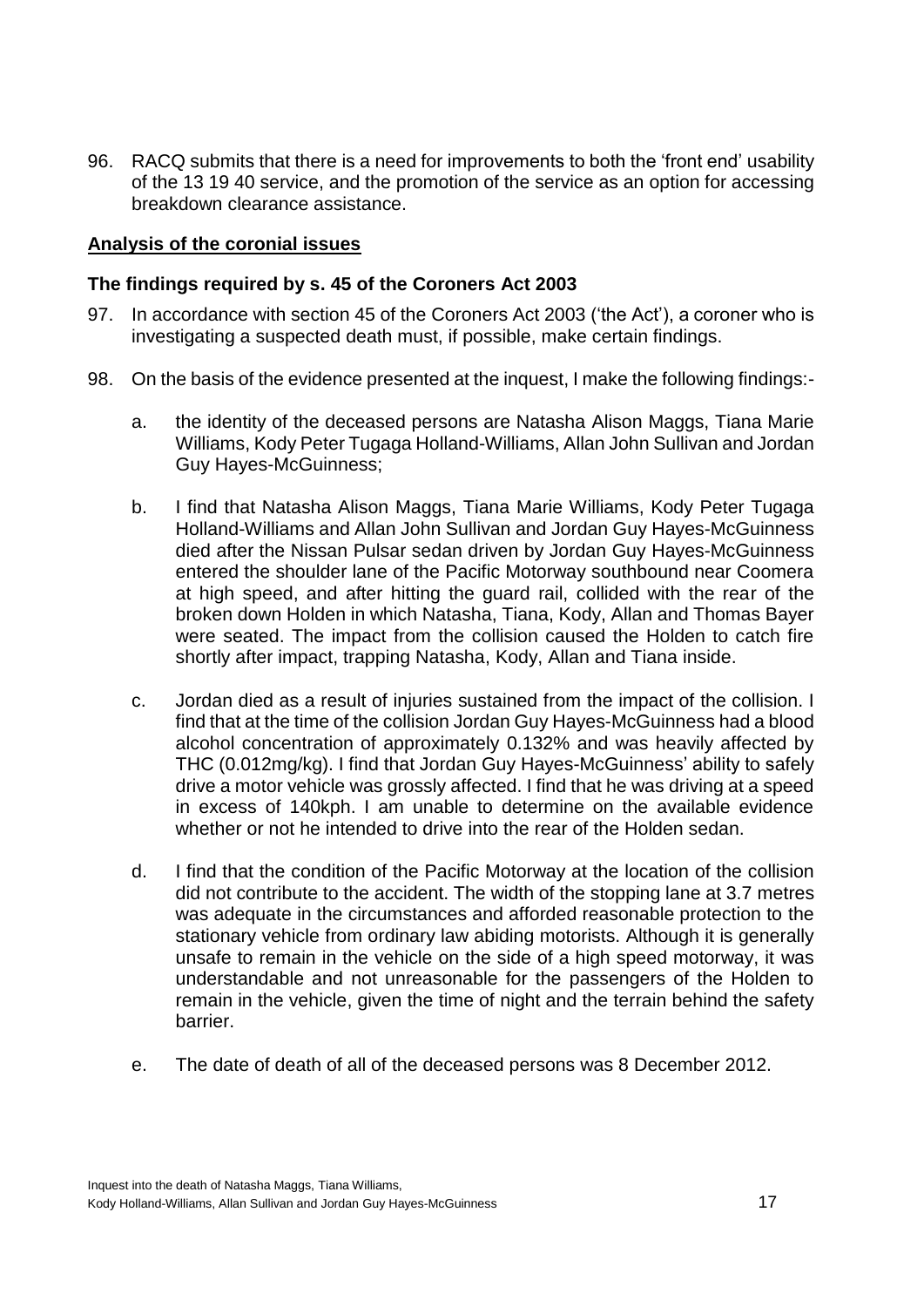96. RACQ submits that there is a need for improvements to both the 'front end' usability of the 13 19 40 service, and the promotion of the service as an option for accessing breakdown clearance assistance.

## Analysis of the coronial issues

### The findings required by s. 45 of the Coroners Act 2003

97. In accordance with section 45 of the Coroners Act 2003 ('the Act'), a coroner who is investigating a suspected death must, if possible, make certain findings.

98. On the basis of the evidence presented at the inquest, I make the following findings:-

    a. the identity of the deceased persons are Natasha Alison Maggs, Tiana Marie Williams, Kody Peter Tugaga Holland-Williams, Allan John Sullivan and Jordan Guy Hayes-McGuinness;

    b. I find that Natasha Alison Maggs, Tiana Marie Williams, Kody Peter Tugaga Holland-Williams and Allan John Sullivan and Jordan Guy Hayes-McGuinness died after the Nissan Pulsar sedan driven by Jordan Guy Hayes-McGuinness entered the shoulder lane of the Pacific Motorway southbound near Coomera at high speed, and after hitting the guard rail, collided with the rear of the broken down Holden in which Natasha, Tiana, Kody, Allan and Thomas Bayer were seated. The impact from the collision caused the Holden to catch fire shortly after impact, trapping Natasha, Kody, Allan and Tiana inside.

    c. Jordan died as a result of injuries sustained from the impact of the collision. I find that at the time of the collision Jordan Guy Hayes-McGuinness had a blood alcohol concentration of approximately 0.132% and was heavily affected by THC (0.012mg/kg). I find that Jordan Guy Hayes-McGuinness' ability to safely drive a motor vehicle was grossly affected. I find that he was driving at a speed in excess of 140kph. I am unable to determine on the available evidence whether or not he intended to drive into the rear of the Holden sedan.

    d. I find that the condition of the Pacific Motorway at the location of the collision did not contribute to the accident. The width of the stopping lane at 3.7 metres was adequate in the circumstances and afforded reasonable protection to the stationary vehicle from ordinary law abiding motorists. Although it is generally unsafe to remain in the vehicle on the side of a high speed motorway, it was understandable and not unreasonable for the passengers of the Holden to remain in the vehicle, given the time of night and the terrain behind the safety barrier.

    e. The date of death of all of the deceased persons was 8 December 2012.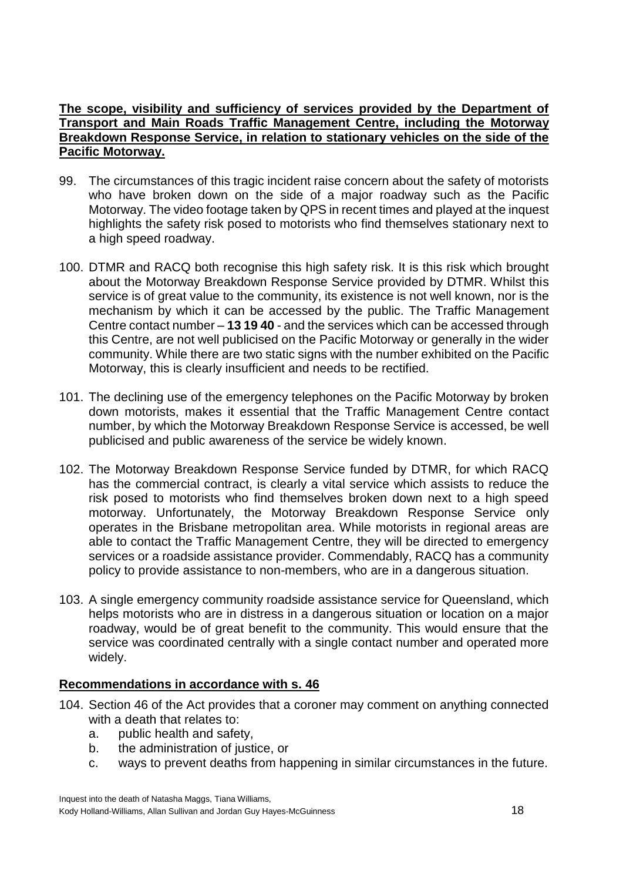**The scope, visibility and sufficiency of services provided by the Department of Transport and Main Roads Traffic Management Centre, including the Motorway Breakdown Response Service, in relation to stationary vehicles on the side of the Pacific Motorway.**

99. The circumstances of this tragic incident raise concern about the safety of motorists who have broken down on the side of a major roadway such as the Pacific Motorway. The video footage taken by QPS in recent times and played at the inquest highlights the safety risk posed to motorists who find themselves stationary next to a high speed roadway.

100. DTMR and RACQ both recognise this high safety risk. It is this risk which brought about the Motorway Breakdown Response Service provided by DTMR. Whilst this service is of great value to the community, its existence is not well known, nor is the mechanism by which it can be accessed by the public. The Traffic Management Centre contact number – **13 19 40** - and the services which can be accessed through this Centre, are not well publicised on the Pacific Motorway or generally in the wider community. While there are two static signs with the number exhibited on the Pacific Motorway, this is clearly insufficient and needs to be rectified.

101. The declining use of the emergency telephones on the Pacific Motorway by broken down motorists, makes it essential that the Traffic Management Centre contact number, by which the Motorway Breakdown Response Service is accessed, be well publicised and public awareness of the service be widely known.

102. The Motorway Breakdown Response Service funded by DTMR, for which RACQ has the commercial contract, is clearly a vital service which assists to reduce the risk posed to motorists who find themselves broken down next to a high speed motorway. Unfortunately, the Motorway Breakdown Response Service only operates in the Brisbane metropolitan area. While motorists in regional areas are able to contact the Traffic Management Centre, they will be directed to emergency services or a roadside assistance provider. Commendably, RACQ has a community policy to provide assistance to non-members, who are in a dangerous situation.

103. A single emergency community roadside assistance service for Queensland, which helps motorists who are in distress in a dangerous situation or location on a major roadway, would be of great benefit to the community. This would ensure that the service was coordinated centrally with a single contact number and operated more widely.

**Recommendations in accordance with s. 46**

104. Section 46 of the Act provides that a coroner may comment on anything connected with a death that relates to:
    a. public health and safety,
    b. the administration of justice, or
    c. ways to prevent deaths from happening in similar circumstances in the future.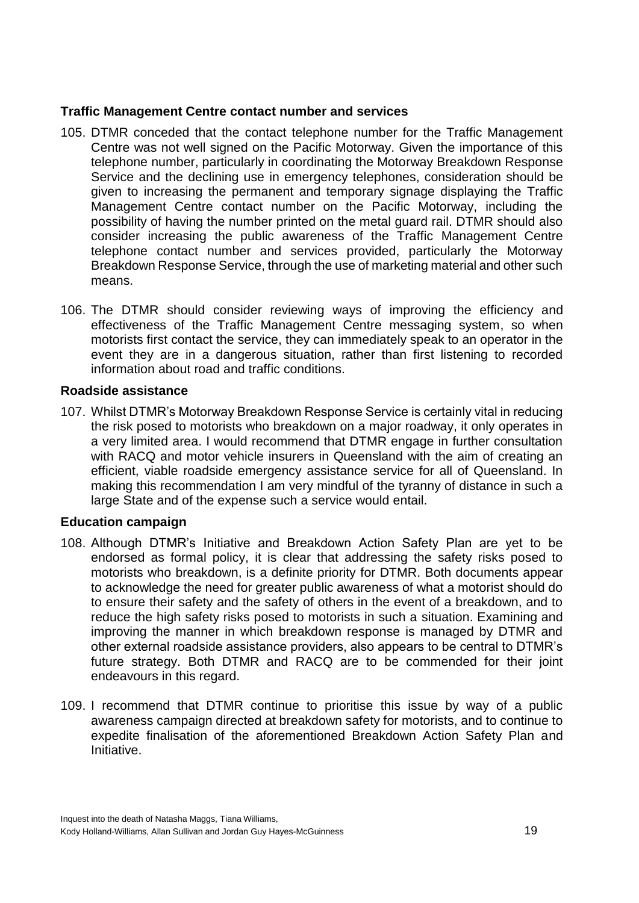### Traffic Management Centre contact number and services

105. DTMR conceded that the contact telephone number for the Traffic Management Centre was not well signed on the Pacific Motorway. Given the importance of this telephone number, particularly in coordinating the Motorway Breakdown Response Service and the declining use in emergency telephones, consideration should be given to increasing the permanent and temporary signage displaying the Traffic Management Centre contact number on the Pacific Motorway, including the possibility of having the number printed on the metal guard rail. DTMR should also consider increasing the public awareness of the Traffic Management Centre telephone contact number and services provided, particularly the Motorway Breakdown Response Service, through the use of marketing material and other such means.

106. The DTMR should consider reviewing ways of improving the efficiency and effectiveness of the Traffic Management Centre messaging system, so when motorists first contact the service, they can immediately speak to an operator in the event they are in a dangerous situation, rather than first listening to recorded information about road and traffic conditions.

### Roadside assistance

107. Whilst DTMR's Motorway Breakdown Response Service is certainly vital in reducing the risk posed to motorists who breakdown on a major roadway, it only operates in a very limited area. I would recommend that DTMR engage in further consultation with RACQ and motor vehicle insurers in Queensland with the aim of creating an efficient, viable roadside emergency assistance service for all of Queensland. In making this recommendation I am very mindful of the tyranny of distance in such a large State and of the expense such a service would entail.

### Education campaign

108. Although DTMR's Initiative and Breakdown Action Safety Plan are yet to be endorsed as formal policy, it is clear that addressing the safety risks posed to motorists who breakdown, is a definite priority for DTMR. Both documents appear to acknowledge the need for greater public awareness of what a motorist should do to ensure their safety and the safety of others in the event of a breakdown, and to reduce the high safety risks posed to motorists in such a situation. Examining and improving the manner in which breakdown response is managed by DTMR and other external roadside assistance providers, also appears to be central to DTMR's future strategy. Both DTMR and RACQ are to be commended for their joint endeavours in this regard.

109. I recommend that DTMR continue to prioritise this issue by way of a public awareness campaign directed at breakdown safety for motorists, and to continue to expedite finalisation of the aforementioned Breakdown Action Safety Plan and Initiative.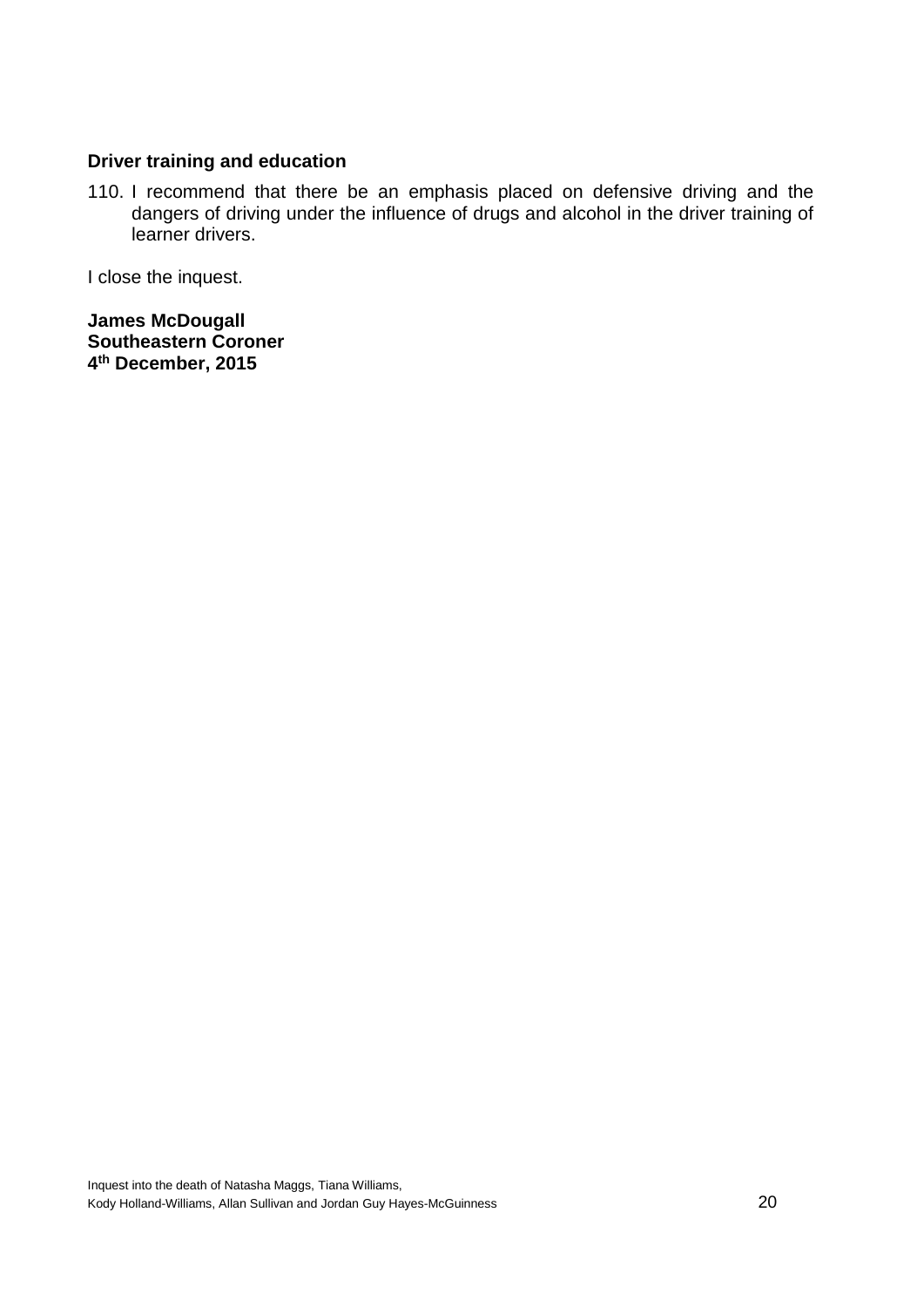**Driver training and education**

110. I recommend that there be an emphasis placed on defensive driving and the dangers of driving under the influence of drugs and alcohol in the driver training of learner drivers.

I close the inquest.

**James McDougall**
**Southeastern Coroner**
**4th December, 2015**